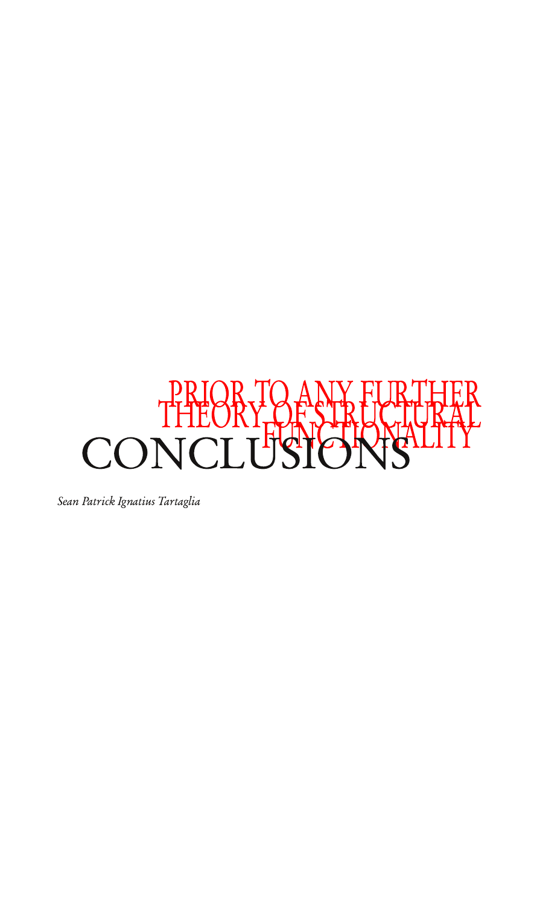# PRIOR TO ANY FURTHER THEORY OF STRUCTURAL FUNCTIONALITY

# CONCLUSIONS

*Sean Patrick Ignatius Tartaglia*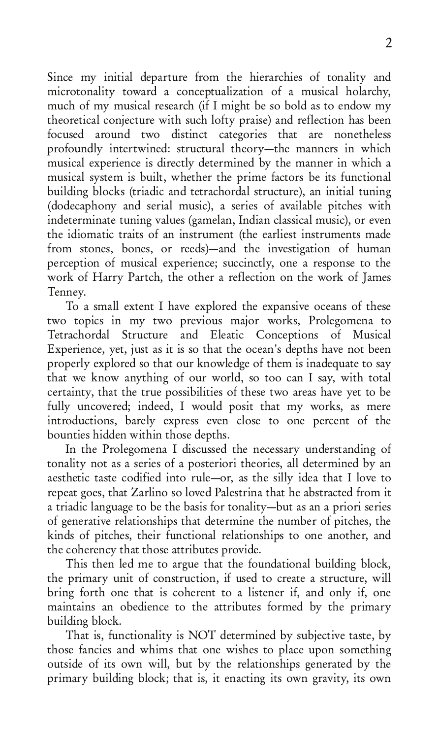Since my initial departure from the hierarchies of tonality and microtonality toward a conceptualization of a musical holarchy, much of my musical research (if I might be so bold as to endow my theoretical conjecture with such lofty praise) and reflection has been focused around two distinct categories that are nonetheless profoundly intertwined: structural theory—the manners in which musical experience is directly determined by the manner in which a musical system is built, whether the prime factors be its functional building blocks (triadic and tetrachordal structure), an initial tuning (dodecaphony and serial music), a series of available pitches with indeterminate tuning values (gamelan, Indian classical music), or even the idiomatic traits of an instrument (the earliest instruments made from stones, bones, or reeds)—and the investigation of human perception of musical experience; succinctly, one a response to the work of Harry Partch, the other a reflection on the work of James Tenney.

To a small extent I have explored the expansive oceans of these two topics in my two previous major works, Prolegomena to Tetrachordal Structure and Eleatic Conceptions of Musical Experience, yet, just as it is so that the ocean's depths have not been properly explored so that our knowledge of them is inadequate to say that we know anything of our world, so too can I say, with total certainty, that the true possibilities of these two areas have yet to be fully uncovered; indeed, I would posit that my works, as mere introductions, barely express even close to one percent of the bounties hidden within those depths.

In the Prolegomena I discussed the necessary understanding of tonality not as a series of a posteriori theories, all determined by an aesthetic taste codified into rule—or, as the silly idea that I love to repeat goes, that Zarlino so loved Palestrina that he abstracted from it a triadic language to be the basis for tonality—but as an a priori series of generative relationships that determine the number of pitches, the kinds of pitches, their functional relationships to one another, and the coherency that those attributes provide.

This then led me to argue that the foundational building block, the primary unit of construction, if used to create a structure, will bring forth one that is coherent to a listener if, and only if, one maintains an obedience to the attributes formed by the primary building block.

That is, functionality is NOT determined by subjective taste, by those fancies and whims that one wishes to place upon something outside of its own will, but by the relationships generated by the primary building block; that is, it enacting its own gravity, its own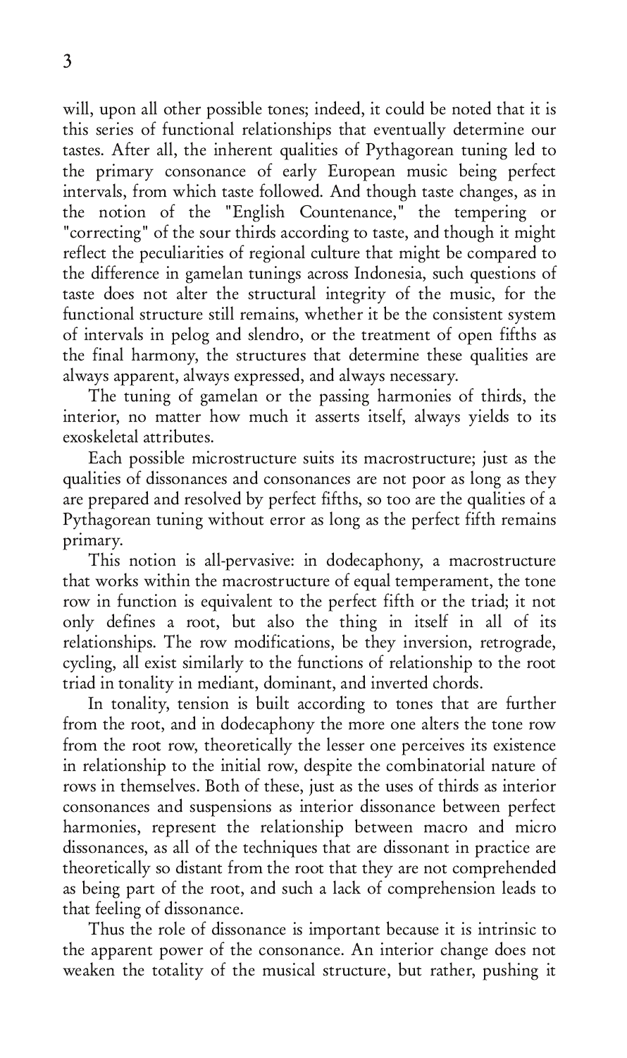will, upon all other possible tones; indeed, it could be noted that it is this series of functional relationships that eventually determine our tastes. After all, the inherent qualities of Pythagorean tuning led to the primary consonance of early European music being perfect intervals, from which taste followed. And though taste changes, as in the notion of the "English Countenance," the tempering or "correcting" of the sour thirds according to taste, and though it might reflect the peculiarities of regional culture that might be compared to the difference in gamelan tunings across Indonesia, such questions of taste does not alter the structural integrity of the music, for the functional structure still remains, whether it be the consistent system of intervals in pelog and slendro, or the treatment of open fifths as the final harmony, the structures that determine these qualities are always apparent, always expressed, and always necessary.

The tuning of gamelan or the passing harmonies of thirds, the interior, no matter how much it asserts itself, always yields to its exoskeletal attributes.

Each possible microstructure suits its macrostructure; just as the qualities of dissonances and consonances are not poor as long as they are prepared and resolved by perfect fifths, so too are the qualities of a Pythagorean tuning without error as long as the perfect fifth remains primary.

This notion is all-pervasive: in dodecaphony, a macrostructure that works within the macrostructure of equal temperament, the tone row in function is equivalent to the perfect fifth or the triad; it not only defines a root, but also the thing in itself in all of its relationships. The row modifications, be they inversion, retrograde, cycling, all exist similarly to the functions of relationship to the root triad in tonality in mediant, dominant, and inverted chords.

In tonality, tension is built according to tones that are further from the root, and in dodecaphony the more one alters the tone row from the root row, theoretically the lesser one perceives its existence in relationship to the initial row, despite the combinatorial nature of rows in themselves. Both of these, just as the uses of thirds as interior consonances and suspensions as interior dissonance between perfect harmonies, represent the relationship between macro and micro dissonances, as all of the techniques that are dissonant in practice are theoretically so distant from the root that they are not comprehended as being part of the root, and such a lack of comprehension leads to that feeling of dissonance.

Thus the role of dissonance is important because it is intrinsic to the apparent power of the consonance. An interior change does not weaken the totality of the musical structure, but rather, pushing it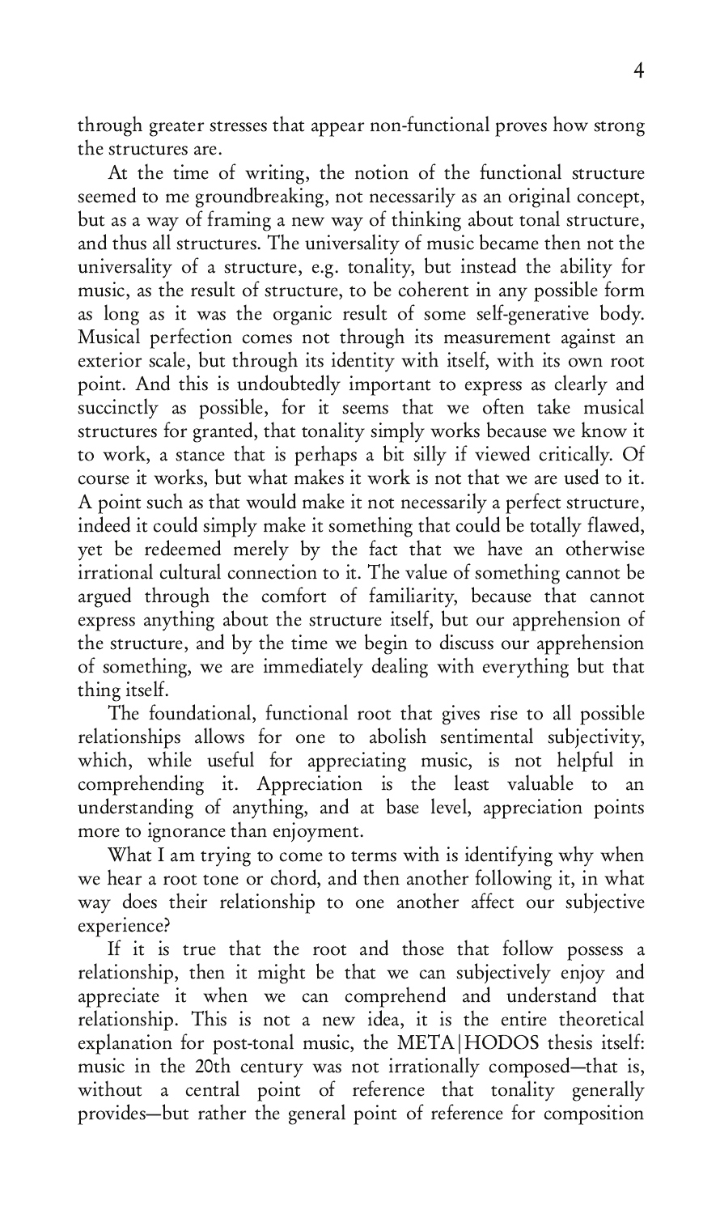through greater stresses that appear non-functional proves how strong the structures are.

At the time of writing, the notion of the functional structure seemed to me groundbreaking, not necessarily as an original concept, but as a way of framing a new way of thinking about tonal structure, and thus all structures. The universality of music became then not the universality of a structure, e.g. tonality, but instead the ability for music, as the result of structure, to be coherent in any possible form as long as it was the organic result of some self-generative body. Musical perfection comes not through its measurement against an exterior scale, but through its identity with itself, with its own root point. And this is undoubtedly important to express as clearly and succinctly as possible, for it seems that we often take musical structures for granted, that tonality simply works because we know it to work, a stance that is perhaps a bit silly if viewed critically. Of course it works, but what makes it work is not that we are used to it. A point such as that would make it not necessarily a perfect structure, indeed it could simply make it something that could be totally flawed, yet be redeemed merely by the fact that we have an otherwise irrational cultural connection to it. The value of something cannot be argued through the comfort of familiarity, because that cannot express anything about the structure itself, but our apprehension of the structure, and by the time we begin to discuss our apprehension of something, we are immediately dealing with everything but that thing itself.

The foundational, functional root that gives rise to all possible relationships allows for one to abolish sentimental subjectivity, which, while useful for appreciating music, is not helpful in comprehending it. Appreciation is the least valuable to an understanding of anything, and at base level, appreciation points more to ignorance than enjoyment.

What I am trying to come to terms with is identifying why when we hear a root tone or chord, and then another following it, in what way does their relationship to one another affect our subjective experience?

If it is true that the root and those that follow possess a relationship, then it might be that we can subjectively enjoy and appreciate it when we can comprehend and understand that relationship. This is not a new idea, it is the entire theoretical explanation for post-tonal music, the META|HODOS thesis itself: music in the 20th century was not irrationally composed—that is, without a central point of reference that tonality generally provides—but rather the general point of reference for composition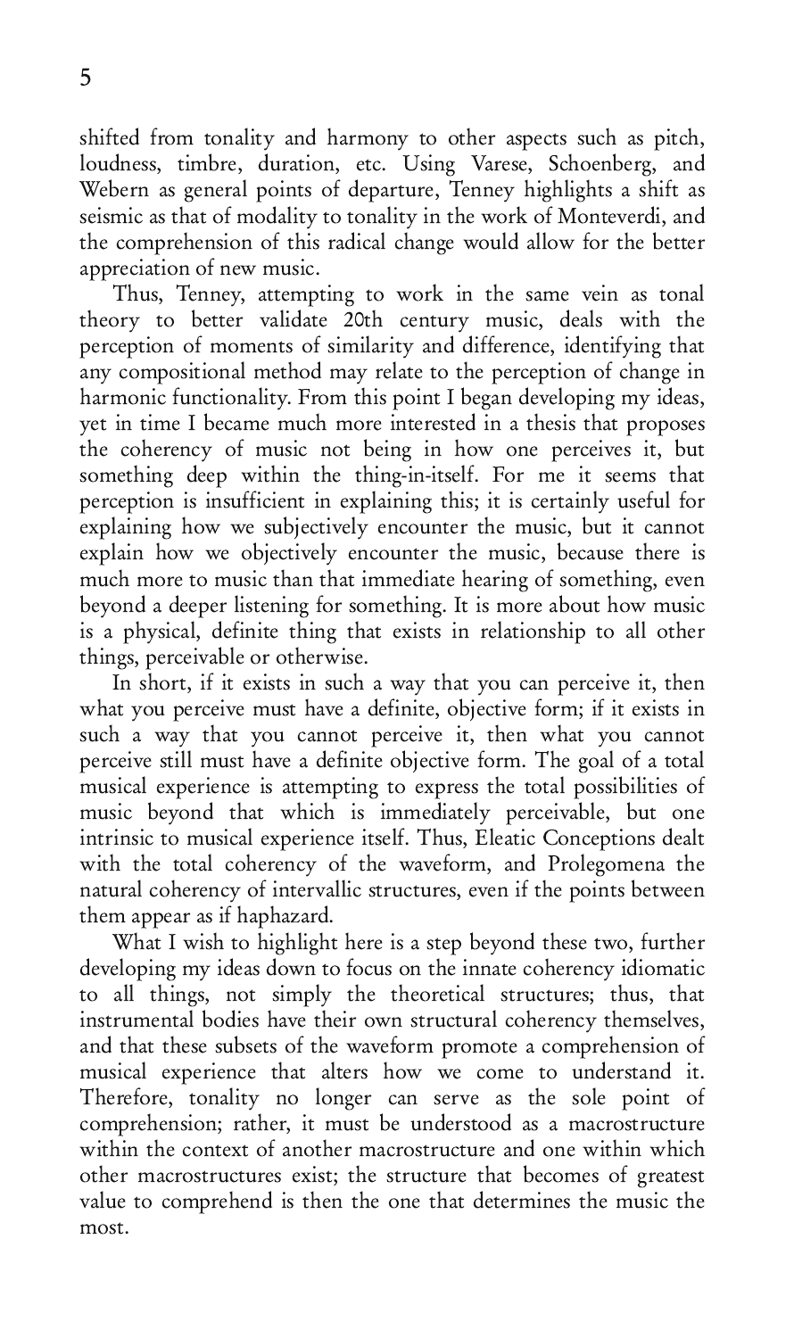shifted from tonality and harmony to other aspects such as pitch, loudness, timbre, duration, etc. Using Varese, Schoenberg, and Webern as general points of departure, Tenney highlights a shift as seismic as that of modality to tonality in the work of Monteverdi, and the comprehension of this radical change would allow for the better appreciation of new music.

Thus, Tenney, attempting to work in the same vein as tonal theory to better validate 20th century music, deals with the perception of moments of similarity and difference, identifying that any compositional method may relate to the perception of change in harmonic functionality. From this point I began developing my ideas, yet in time I became much more interested in a thesis that proposes the coherency of music not being in how one perceives it, but something deep within the thing-in-itself. For me it seems that perception is insufficient in explaining this; it is certainly useful for explaining how we subjectively encounter the music, but it cannot explain how we objectively encounter the music, because there is much more to music than that immediate hearing of something, even beyond a deeper listening for something. It is more about how music is a physical, definite thing that exists in relationship to all other things, perceivable or otherwise.

In short, if it exists in such a way that you can perceive it, then what you perceive must have a definite, objective form; if it exists in such a way that you cannot perceive it, then what you cannot perceive still must have a definite objective form. The goal of a total musical experience is attempting to express the total possibilities of music beyond that which is immediately perceivable, but one intrinsic to musical experience itself. Thus, Eleatic Conceptions dealt with the total coherency of the waveform, and Prolegomena the natural coherency of intervallic structures, even if the points between them appear as if haphazard.

What I wish to highlight here is a step beyond these two, further developing my ideas down to focus on the innate coherency idiomatic to all things, not simply the theoretical structures; thus, that instrumental bodies have their own structural coherency themselves, and that these subsets of the waveform promote a comprehension of musical experience that alters how we come to understand it. Therefore, tonality no longer can serve as the sole point of comprehension; rather, it must be understood as a macrostructure within the context of another macrostructure and one within which other macrostructures exist; the structure that becomes of greatest value to comprehend is then the one that determines the music the most.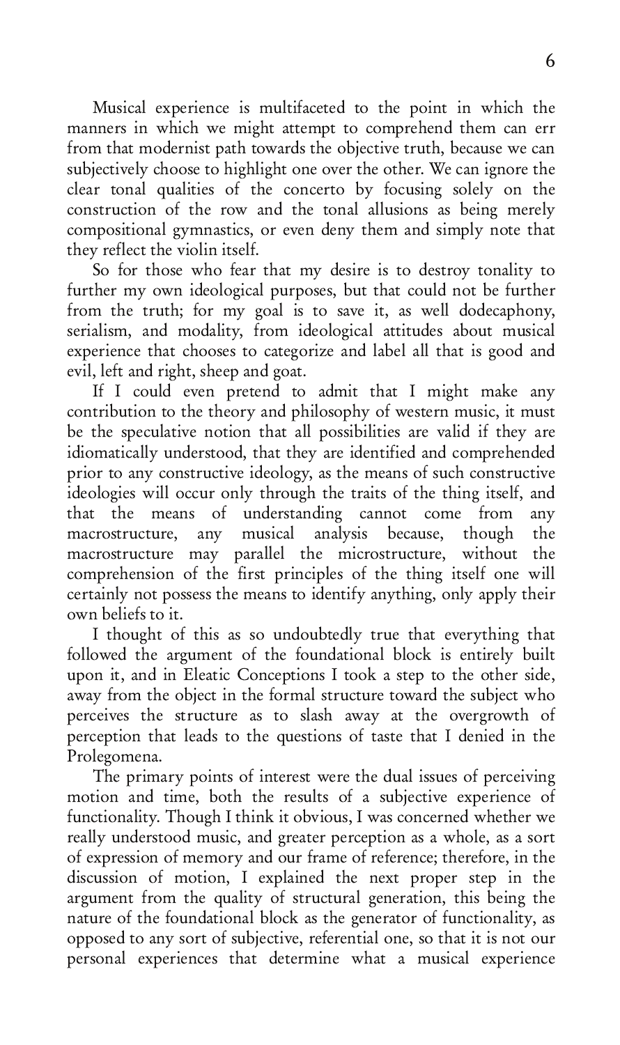Musical experience is multifaceted to the point in which the manners in which we might attempt to comprehend them can err from that modernist path towards the objective truth, because we can subjectively choose to highlight one over the other. We can ignore the clear tonal qualities of the concerto by focusing solely on the construction of the row and the tonal allusions as being merely compositional gymnastics, or even deny them and simply note that they reflect the violin itself.

So for those who fear that my desire is to destroy tonality to further my own ideological purposes, but that could not be further from the truth; for my goal is to save it, as well dodecaphony, serialism, and modality, from ideological attitudes about musical experience that chooses to categorize and label all that is good and evil, left and right, sheep and goat.

If I could even pretend to admit that I might make any contribution to the theory and philosophy of western music, it must be the speculative notion that all possibilities are valid if they are idiomatically understood, that they are identified and comprehended prior to any constructive ideology, as the means of such constructive ideologies will occur only through the traits of the thing itself, and that the means of understanding cannot come from any macrostructure, any musical analysis because, though the macrostructure may parallel the microstructure, without the comprehension of the first principles of the thing itself one will certainly not possess the means to identify anything, only apply their own beliefs to it.

I thought of this as so undoubtedly true that everything that followed the argument of the foundational block is entirely built upon it, and in Eleatic Conceptions I took a step to the other side, away from the object in the formal structure toward the subject who perceives the structure as to slash away at the overgrowth of perception that leads to the questions of taste that I denied in the Prolegomena.

The primary points of interest were the dual issues of perceiving motion and time, both the results of a subjective experience of functionality. Though I think it obvious, I was concerned whether we really understood music, and greater perception as a whole, as a sort of expression of memory and our frame of reference; therefore, in the discussion of motion, I explained the next proper step in the argument from the quality of structural generation, this being the nature of the foundational block as the generator of functionality, as opposed to any sort of subjective, referential one, so that it is not our personal experiences that determine what a musical experience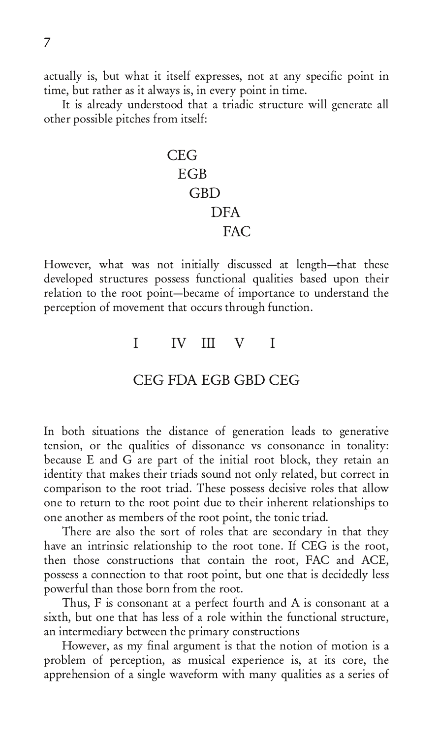actually is, but what it itself expresses, not at any specific point in time, but rather as it always is, in every point in time.

It is already understood that a triadic structure will generate all other possible pitches from itself:

```
CEG
  EGB
    GBD
       DFA
         FAC
```

However, what was not initially discussed at length—that these developed structures possess functional qualities based upon their relation to the root point—became of importance to understand the perception of movement that occurs through function.

```
 I     IV   III   V    I

CEG  FDA  EGB  GBD  CEG
```

In both situations the distance of generation leads to generative tension, or the qualities of dissonance vs consonance in tonality: because E and G are part of the initial root block, they retain an identity that makes their triads sound not only related, but correct in comparison to the root triad. These possess decisive roles that allow one to return to the root point due to their inherent relationships to one another as members of the root point, the tonic triad.

There are also the sort of roles that are secondary in that they have an intrinsic relationship to the root tone. If CEG is the root, then those constructions that contain the root, FAC and ACE, possess a connection to that root point, but one that is decidedly less powerful than those born from the root.

Thus, F is consonant at a perfect fourth and A is consonant at a sixth, but one that has less of a role within the functional structure, an intermediary between the primary constructions

However, as my final argument is that the notion of motion is a problem of perception, as musical experience is, at its core, the apprehension of a single waveform with many qualities as a series of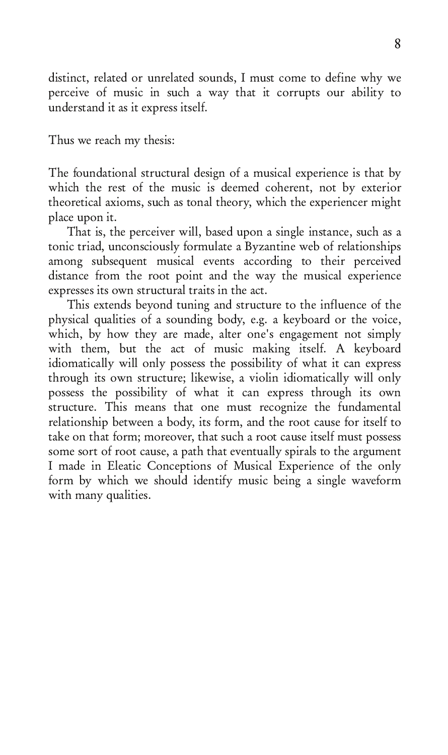distinct, related or unrelated sounds, I must come to define why we perceive of music in such a way that it corrupts our ability to understand it as it express itself.

Thus we reach my thesis:

The foundational structural design of a musical experience is that by which the rest of the music is deemed coherent, not by exterior theoretical axioms, such as tonal theory, which the experiencer might place upon it.

That is, the perceiver will, based upon a single instance, such as a tonic triad, unconsciously formulate a Byzantine web of relationships among subsequent musical events according to their perceived distance from the root point and the way the musical experience expresses its own structural traits in the act.

This extends beyond tuning and structure to the influence of the physical qualities of a sounding body, e.g. a keyboard or the voice, which, by how they are made, alter one's engagement not simply with them, but the act of music making itself. A keyboard idiomatically will only possess the possibility of what it can express through its own structure; likewise, a violin idiomatically will only possess the possibility of what it can express through its own structure. This means that one must recognize the fundamental relationship between a body, its form, and the root cause for itself to take on that form; moreover, that such a root cause itself must possess some sort of root cause, a path that eventually spirals to the argument I made in Eleatic Conceptions of Musical Experience of the only form by which we should identify music being a single waveform with many qualities.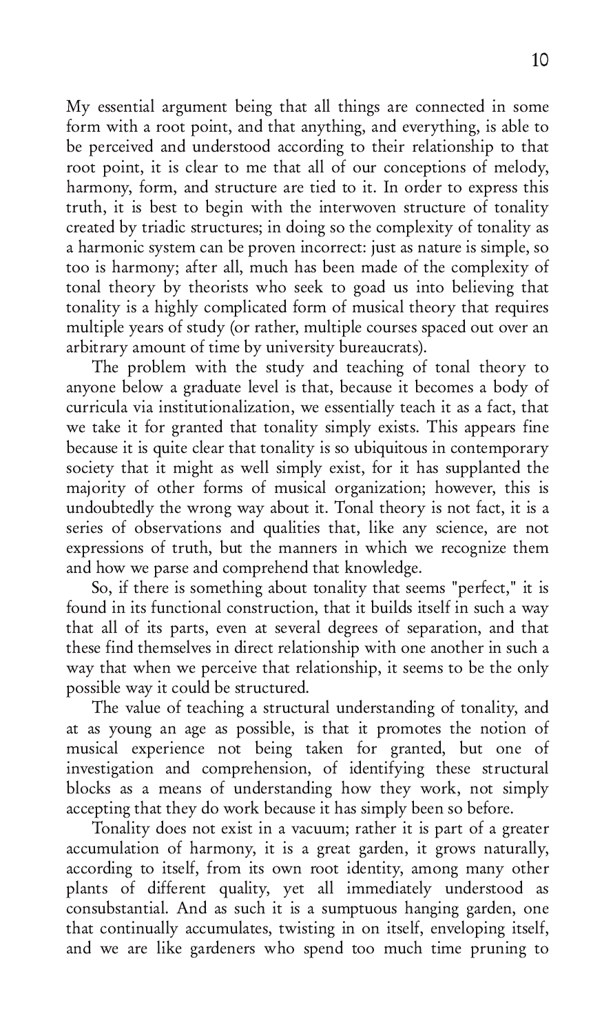My essential argument being that all things are connected in some form with a root point, and that anything, and everything, is able to be perceived and understood according to their relationship to that root point, it is clear to me that all of our conceptions of melody, harmony, form, and structure are tied to it. In order to express this truth, it is best to begin with the interwoven structure of tonality created by triadic structures; in doing so the complexity of tonality as a harmonic system can be proven incorrect: just as nature is simple, so too is harmony; after all, much has been made of the complexity of tonal theory by theorists who seek to goad us into believing that tonality is a highly complicated form of musical theory that requires multiple years of study (or rather, multiple courses spaced out over an arbitrary amount of time by university bureaucrats).

The problem with the study and teaching of tonal theory to anyone below a graduate level is that, because it becomes a body of curricula via institutionalization, we essentially teach it as a fact, that we take it for granted that tonality simply exists. This appears fine because it is quite clear that tonality is so ubiquitous in contemporary society that it might as well simply exist, for it has supplanted the majority of other forms of musical organization; however, this is undoubtedly the wrong way about it. Tonal theory is not fact, it is a series of observations and qualities that, like any science, are not expressions of truth, but the manners in which we recognize them and how we parse and comprehend that knowledge.

So, if there is something about tonality that seems "perfect," it is found in its functional construction, that it builds itself in such a way that all of its parts, even at several degrees of separation, and that these find themselves in direct relationship with one another in such a way that when we perceive that relationship, it seems to be the only possible way it could be structured.

The value of teaching a structural understanding of tonality, and at as young an age as possible, is that it promotes the notion of musical experience not being taken for granted, but one of investigation and comprehension, of identifying these structural blocks as a means of understanding how they work, not simply accepting that they do work because it has simply been so before.

Tonality does not exist in a vacuum; rather it is part of a greater accumulation of harmony, it is a great garden, it grows naturally, according to itself, from its own root identity, among many other plants of different quality, yet all immediately understood as consubstantial. And as such it is a sumptuous hanging garden, one that continually accumulates, twisting in on itself, enveloping itself, and we are like gardeners who spend too much time pruning to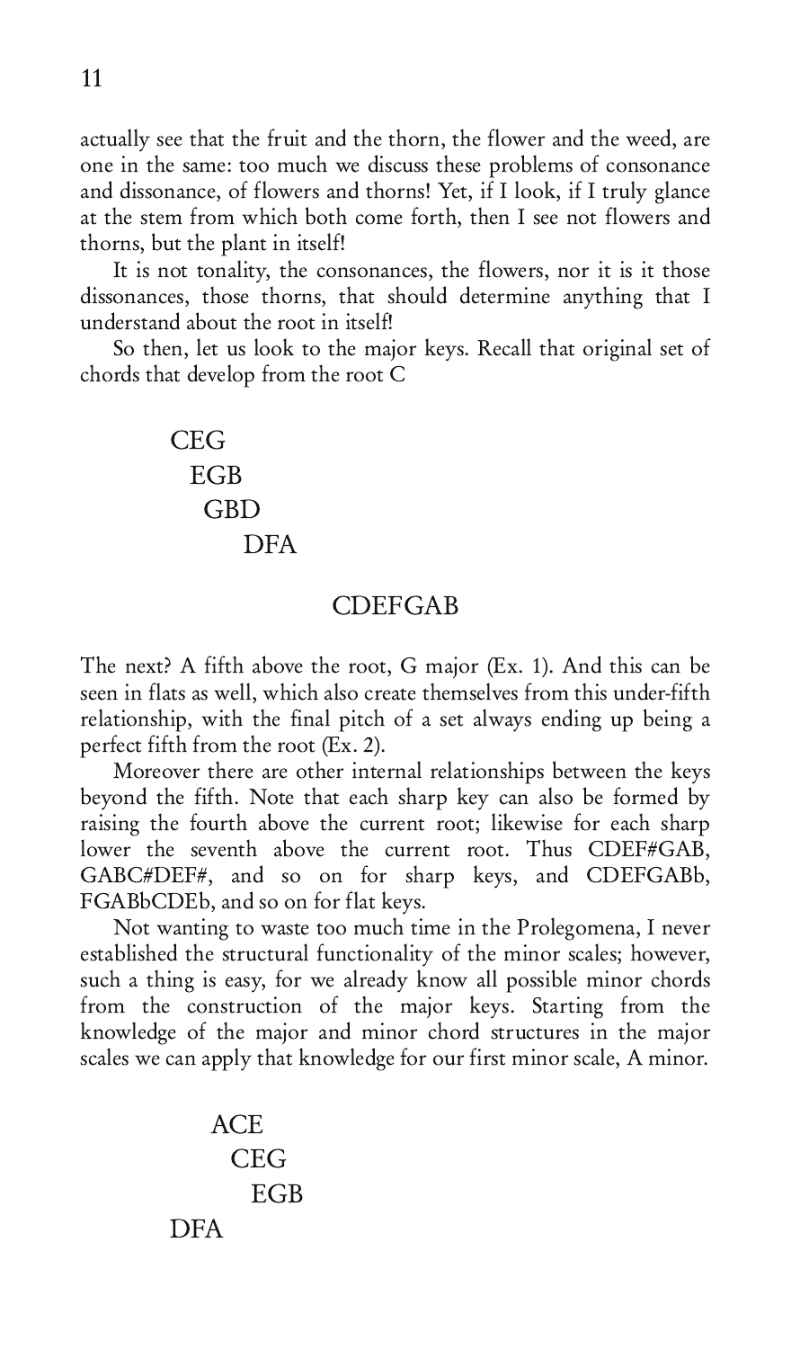actually see that the fruit and the thorn, the flower and the weed, are one in the same: too much we discuss these problems of consonance and dissonance, of flowers and thorns! Yet, if I look, if I truly glance at the stem from which both come forth, then I see not flowers and thorns, but the plant in itself!

It is not tonality, the consonances, the flowers, nor it is it those dissonances, those thorns, that should determine anything that I understand about the root in itself!

So then, let us look to the major keys. Recall that original set of chords that develop from the root C

```
CEG
  EGB
    GBD
      DFA

CDEFGAB
```

The next? A fifth above the root, G major (Ex. 1). And this can be seen in flats as well, which also create themselves from this under-fifth relationship, with the final pitch of a set always ending up being a perfect fifth from the root (Ex. 2).

Moreover there are other internal relationships between the keys beyond the fifth. Note that each sharp key can also be formed by raising the fourth above the current root; likewise for each sharp lower the seventh above the current root. Thus CDEF#GAB, GABC#DEF#, and so on for sharp keys, and CDEFGABb, FGABbCDEb, and so on for flat keys.

Not wanting to waste too much time in the Prolegomena, I never established the structural functionality of the minor scales; however, such a thing is easy, for we already know all possible minor chords from the construction of the major keys. Starting from the knowledge of the major and minor chord structures in the major scales we can apply that knowledge for our first minor scale, A minor.

```
    ACE
      CEG
        EGB
DFA
```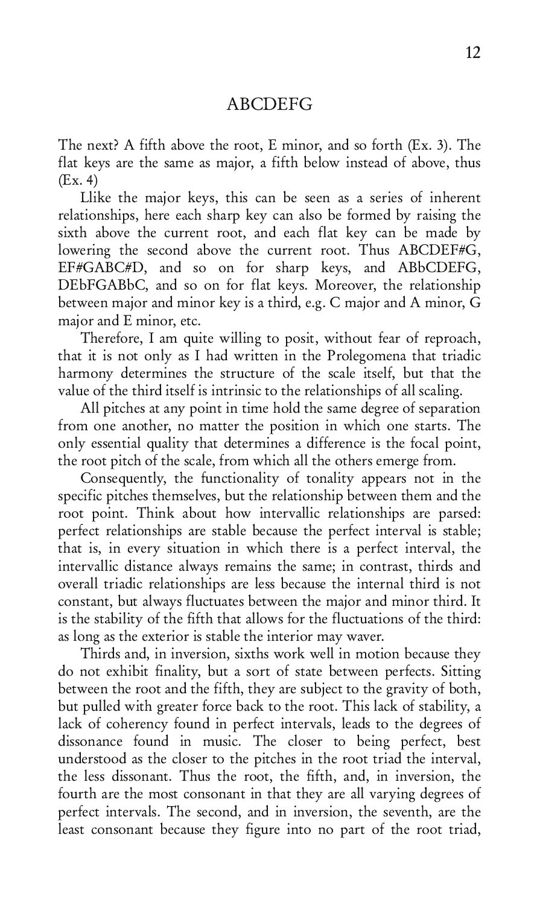The next? A fifth above the root, E minor, and so forth (Ex. 3). The flat keys are the same as major, a fifth below instead of above, thus (Ex. 4)

Llike the major keys, this can be seen as a series of inherent relationships, here each sharp key can also be formed by raising the sixth above the current root, and each flat key can be made by lowering the second above the current root. Thus ABCDEF#G, EF#GABC#D, and so on for sharp keys, and ABbCDEFG, DEbFGABbC, and so on for flat keys. Moreover, the relationship between major and minor key is a third, e.g. C major and A minor, G major and E minor, etc.

Therefore, I am quite willing to posit, without fear of reproach, that it is not only as I had written in the Prolegomena that triadic harmony determines the structure of the scale itself, but that the value of the third itself is intrinsic to the relationships of all scaling.

All pitches at any point in time hold the same degree of separation from one another, no matter the position in which one starts. The only essential quality that determines a difference is the focal point, the root pitch of the scale, from which all the others emerge from.

Consequently, the functionality of tonality appears not in the specific pitches themselves, but the relationship between them and the root point. Think about how intervallic relationships are parsed: perfect relationships are stable because the perfect interval is stable; that is, in every situation in which there is a perfect interval, the intervallic distance always remains the same; in contrast, thirds and overall triadic relationships are less because the internal third is not constant, but always fluctuates between the major and minor third. It is the stability of the fifth that allows for the fluctuations of the third: as long as the exterior is stable the interior may waver.

Thirds and, in inversion, sixths work well in motion because they do not exhibit finality, but a sort of state between perfects. Sitting between the root and the fifth, they are subject to the gravity of both, but pulled with greater force back to the root. This lack of stability, a lack of coherency found in perfect intervals, leads to the degrees of dissonance found in music. The closer to being perfect, best understood as the closer to the pitches in the root triad the interval, the less dissonant. Thus the root, the fifth, and, in inversion, the fourth are the most consonant in that they are all varying degrees of perfect intervals. The second, and in inversion, the seventh, are the least consonant because they figure into no part of the root triad,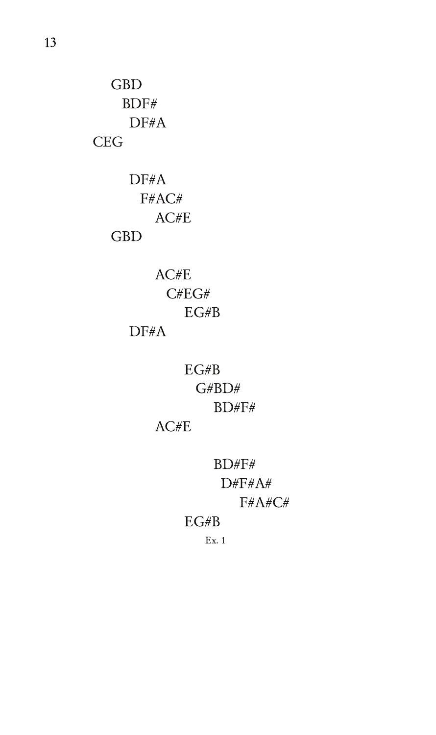GBD
BDF#
DF#A
CEG

DF#A
F#AC#
AC#E
GBD

AC#E
C#EG#
EG#B
DF#A

EG#B
G#BD#
BD#F#
AC#E

BD#F#
D#F#A#
F#A#C#
EG#B

Ex. 1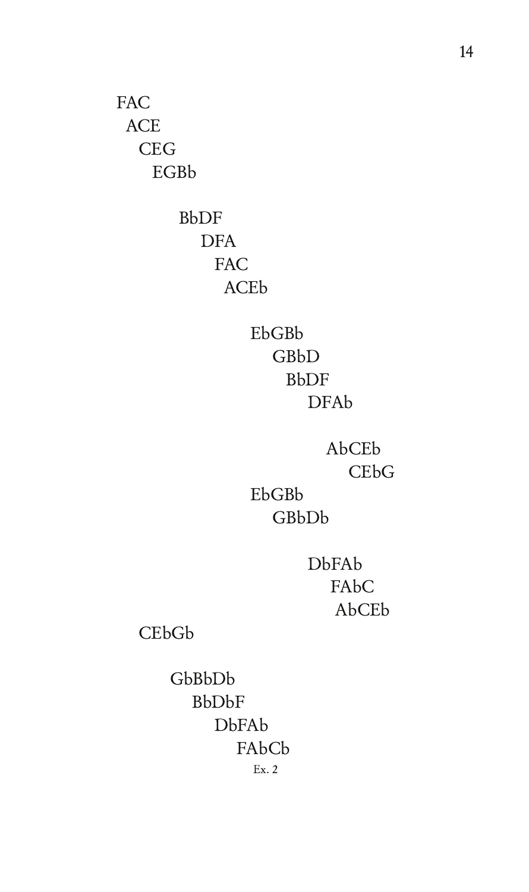FAC
ACE
CEG
EGBb

BbDF
DFA
FAC
ACEb

EbGBb
GBbD
BbDF
DFAb

AbCEb
CEbG
EbGBb
GBbDb

DbFAb
FAbC
AbCEb
CEbGb

GbBbDb
BbDbF
DbFAb
FAbCb

Ex. 2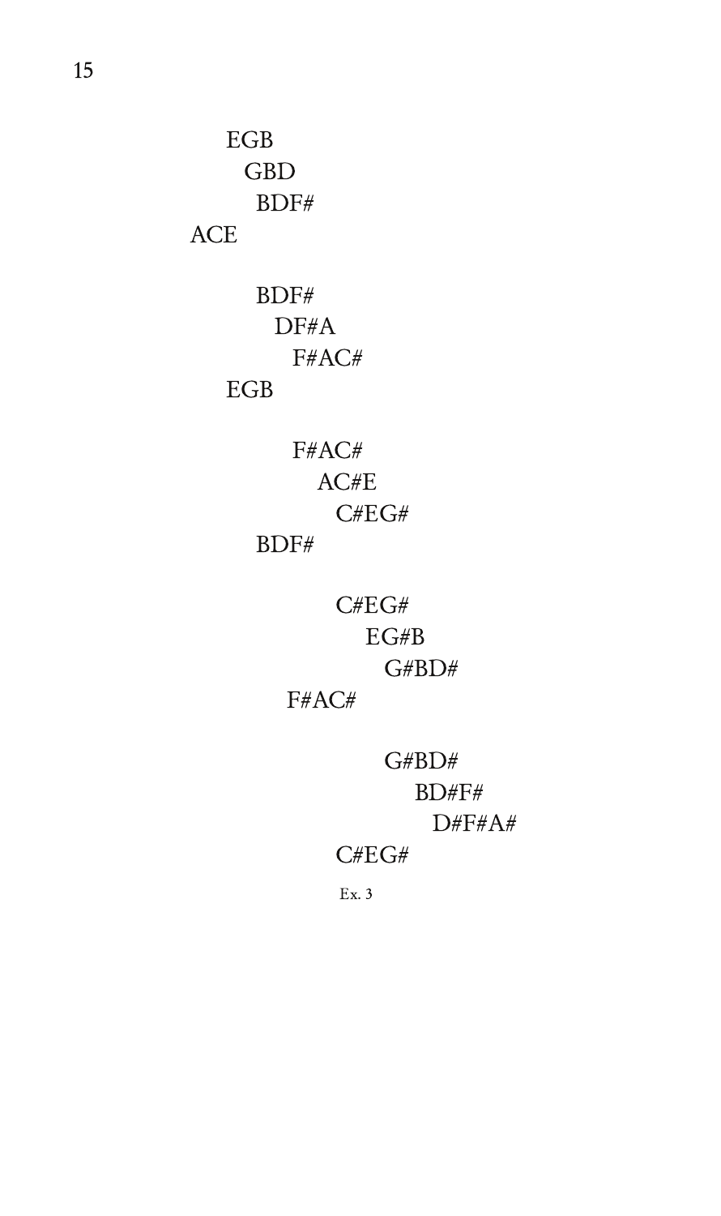```
    EGB
     GBD
      BDF#
ACE

      BDF#
        DF#A
          F#AC#
    EGB

          F#AC#
            AC#E
              C#EG#
      BDF#

              C#EG#
                EG#B
                  G#BD#
          F#AC#

                  G#BD#
                    BD#F#
                      D#F#A#
              C#EG#
```

Ex. 3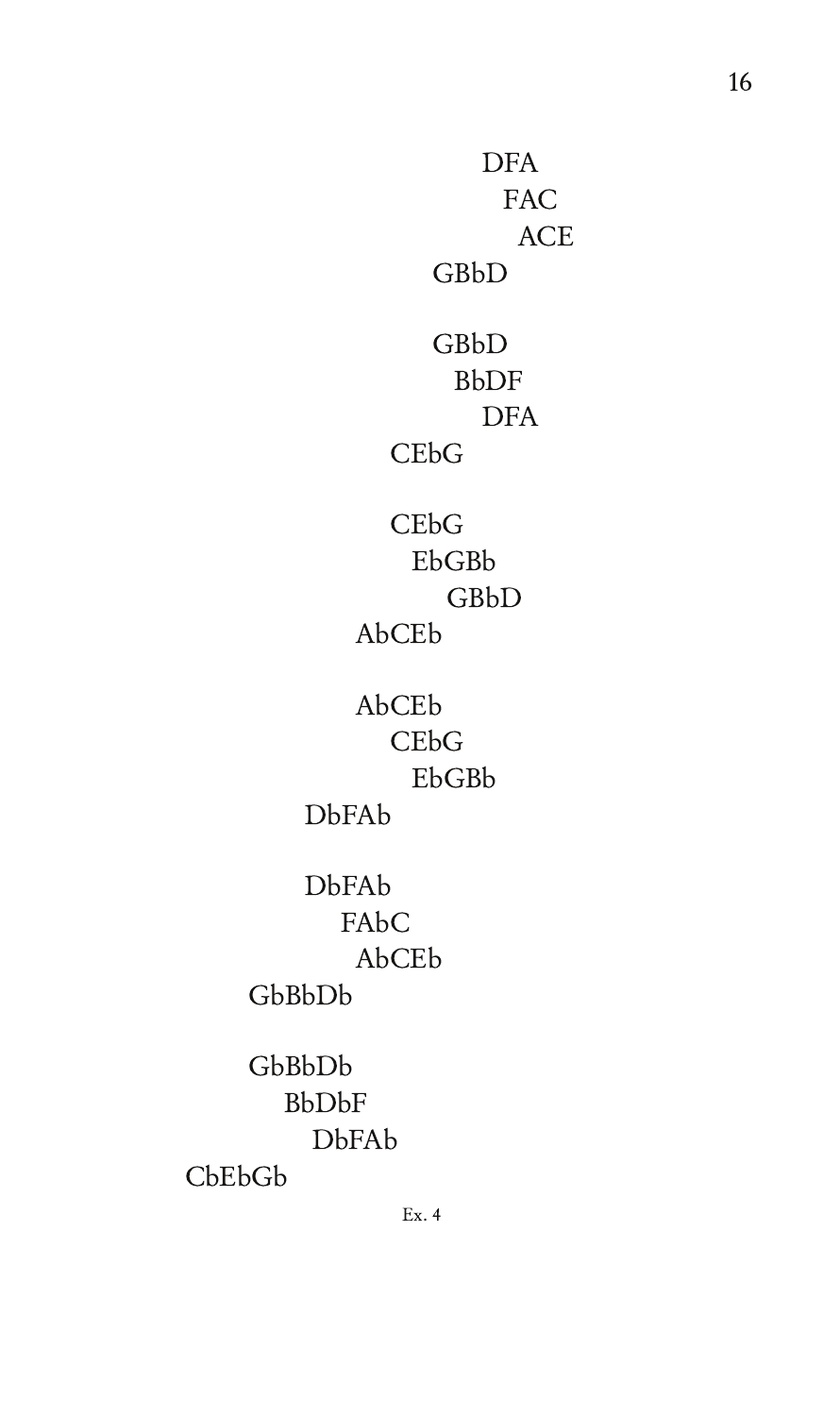DFA
FAC
ACE
GBbD

GBbD
BbDF
DFA
CEbG

CEbG
EbGBb
GBbD
AbCEb

AbCEb
CEbG
EbGBb
DbFAb

DbFAb
FAbC
AbCEb
GbBbDb

GbBbDb
BbDbF
DbFAb
CbEbGb

Ex. 4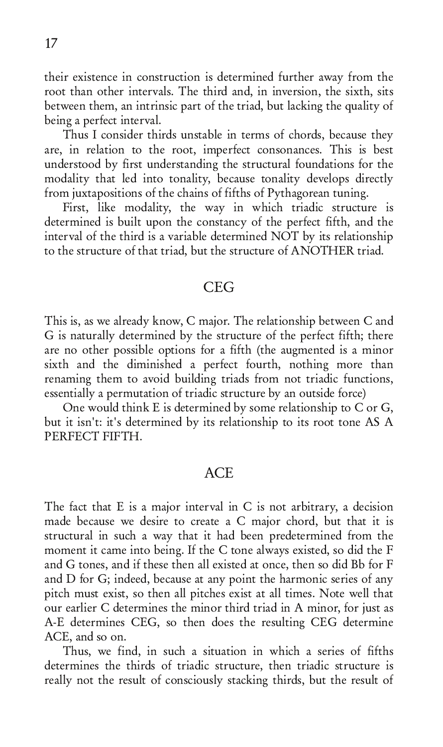their existence in construction is determined further away from the root than other intervals. The third and, in inversion, the sixth, sits between them, an intrinsic part of the triad, but lacking the quality of being a perfect interval.

Thus I consider thirds unstable in terms of chords, because they are, in relation to the root, imperfect consonances. This is best understood by first understanding the structural foundations for the modality that led into tonality, because tonality develops directly from juxtapositions of the chains of fifths of Pythagorean tuning.

First, like modality, the way in which triadic structure is determined is built upon the constancy of the perfect fifth, and the interval of the third is a variable determined NOT by its relationship to the structure of that triad, but the structure of ANOTHER triad.

## CEG

This is, as we already know, C major. The relationship between C and G is naturally determined by the structure of the perfect fifth; there are no other possible options for a fifth (the augmented is a minor sixth and the diminished a perfect fourth, nothing more than renaming them to avoid building triads from not triadic functions, essentially a permutation of triadic structure by an outside force)

One would think E is determined by some relationship to C or G, but it isn't: it's determined by its relationship to its root tone AS A PERFECT FIFTH.

## ACE

The fact that E is a major interval in C is not arbitrary, a decision made because we desire to create a C major chord, but that it is structural in such a way that it had been predetermined from the moment it came into being. If the C tone always existed, so did the F and G tones, and if these then all existed at once, then so did Bb for F and D for G; indeed, because at any point the harmonic series of any pitch must exist, so then all pitches exist at all times. Note well that our earlier C determines the minor third triad in A minor, for just as A-E determines CEG, so then does the resulting CEG determine ACE, and so on.

Thus, we find, in such a situation in which a series of fifths determines the thirds of triadic structure, then triadic structure is really not the result of consciously stacking thirds, but the result of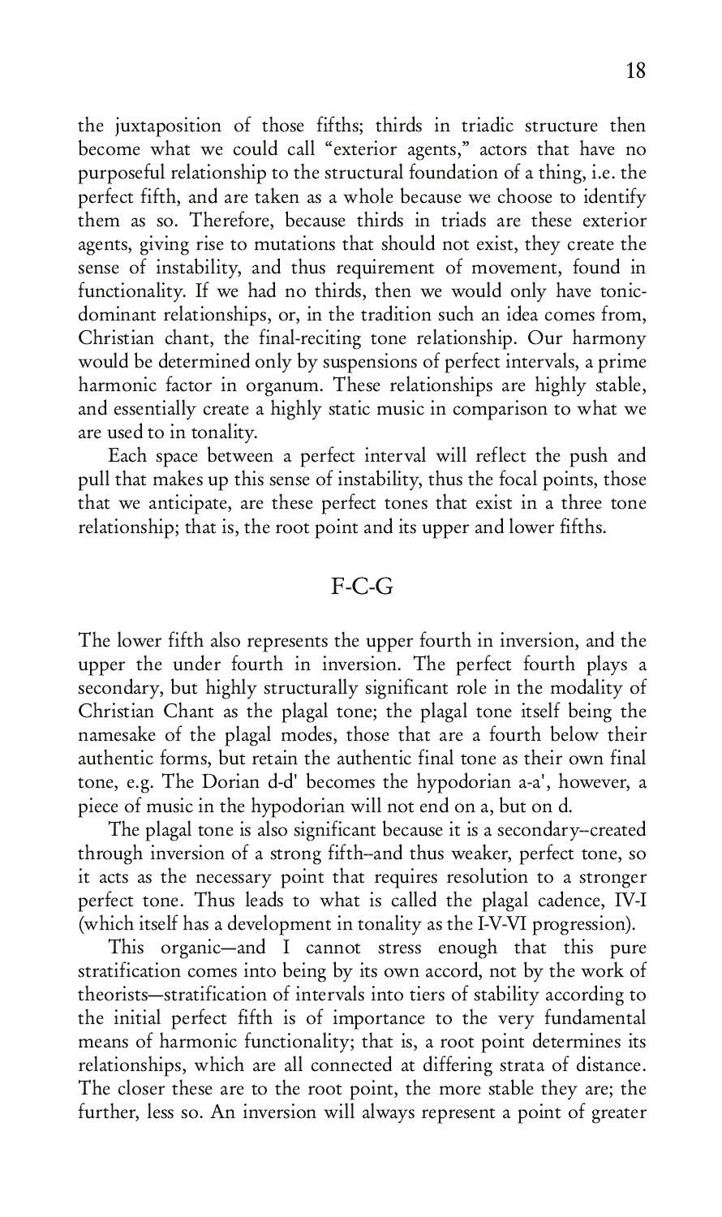the juxtaposition of those fifths; thirds in triadic structure then become what we could call "exterior agents," actors that have no purposeful relationship to the structural foundation of a thing, i.e. the perfect fifth, and are taken as a whole because we choose to identify them as so. Therefore, because thirds in triads are these exterior agents, giving rise to mutations that should not exist, they create the sense of instability, and thus requirement of movement, found in functionality. If we had no thirds, then we would only have tonic-dominant relationships, or, in the tradition such an idea comes from, Christian chant, the final-reciting tone relationship. Our harmony would be determined only by suspensions of perfect intervals, a prime harmonic factor in organum. These relationships are highly stable, and essentially create a highly static music in comparison to what we are used to in tonality.

Each space between a perfect interval will reflect the push and pull that makes up this sense of instability, thus the focal points, those that we anticipate, are these perfect tones that exist in a three tone relationship; that is, the root point and its upper and lower fifths.

F-C-G

The lower fifth also represents the upper fourth in inversion, and the upper the under fourth in inversion. The perfect fourth plays a secondary, but highly structurally significant role in the modality of Christian Chant as the plagal tone; the plagal tone itself being the namesake of the plagal modes, those that are a fourth below their authentic forms, but retain the authentic final tone as their own final tone, e.g. The Dorian d-d' becomes the hypodorian a-a', however, a piece of music in the hypodorian will not end on a, but on d.

The plagal tone is also significant because it is a secondary--created through inversion of a strong fifth--and thus weaker, perfect tone, so it acts as the necessary point that requires resolution to a stronger perfect tone. Thus leads to what is called the plagal cadence, IV-I (which itself has a development in tonality as the I-V-VI progression).

This organic—and I cannot stress enough that this pure stratification comes into being by its own accord, not by the work of theorists—stratification of intervals into tiers of stability according to the initial perfect fifth is of importance to the very fundamental means of harmonic functionality; that is, a root point determines its relationships, which are all connected at differing strata of distance. The closer these are to the root point, the more stable they are; the further, less so. An inversion will always represent a point of greater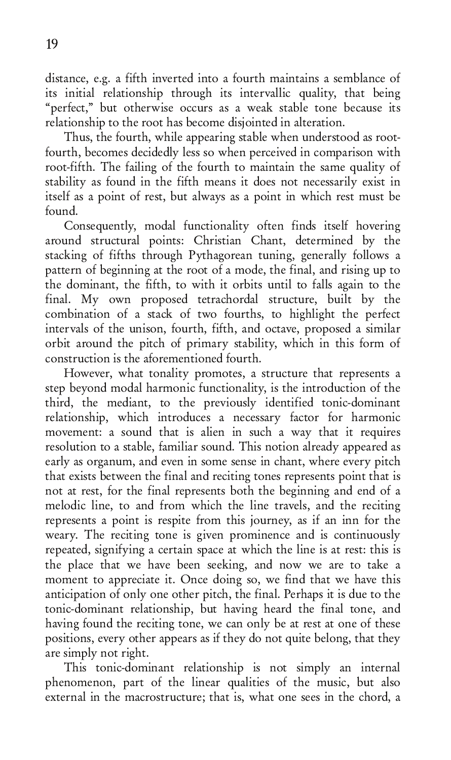distance, e.g. a fifth inverted into a fourth maintains a semblance of its initial relationship through its intervallic quality, that being "perfect," but otherwise occurs as a weak stable tone because its relationship to the root has become disjointed in alteration.

Thus, the fourth, while appearing stable when understood as root-fourth, becomes decidedly less so when perceived in comparison with root-fifth. The failing of the fourth to maintain the same quality of stability as found in the fifth means it does not necessarily exist in itself as a point of rest, but always as a point in which rest must be found.

Consequently, modal functionality often finds itself hovering around structural points: Christian Chant, determined by the stacking of fifths through Pythagorean tuning, generally follows a pattern of beginning at the root of a mode, the final, and rising up to the dominant, the fifth, to with it orbits until to falls again to the final. My own proposed tetrachordal structure, built by the combination of a stack of two fourths, to highlight the perfect intervals of the unison, fourth, fifth, and octave, proposed a similar orbit around the pitch of primary stability, which in this form of construction is the aforementioned fourth.

However, what tonality promotes, a structure that represents a step beyond modal harmonic functionality, is the introduction of the third, the mediant, to the previously identified tonic-dominant relationship, which introduces a necessary factor for harmonic movement: a sound that is alien in such a way that it requires resolution to a stable, familiar sound. This notion already appeared as early as organum, and even in some sense in chant, where every pitch that exists between the final and reciting tones represents point that is not at rest, for the final represents both the beginning and end of a melodic line, to and from which the line travels, and the reciting represents a point is respite from this journey, as if an inn for the weary. The reciting tone is given prominence and is continuously repeated, signifying a certain space at which the line is at rest: this is the place that we have been seeking, and now we are to take a moment to appreciate it. Once doing so, we find that we have this anticipation of only one other pitch, the final. Perhaps it is due to the tonic-dominant relationship, but having heard the final tone, and having found the reciting tone, we can only be at rest at one of these positions, every other appears as if they do not quite belong, that they are simply not right.

This tonic-dominant relationship is not simply an internal phenomenon, part of the linear qualities of the music, but also external in the macrostructure; that is, what one sees in the chord, a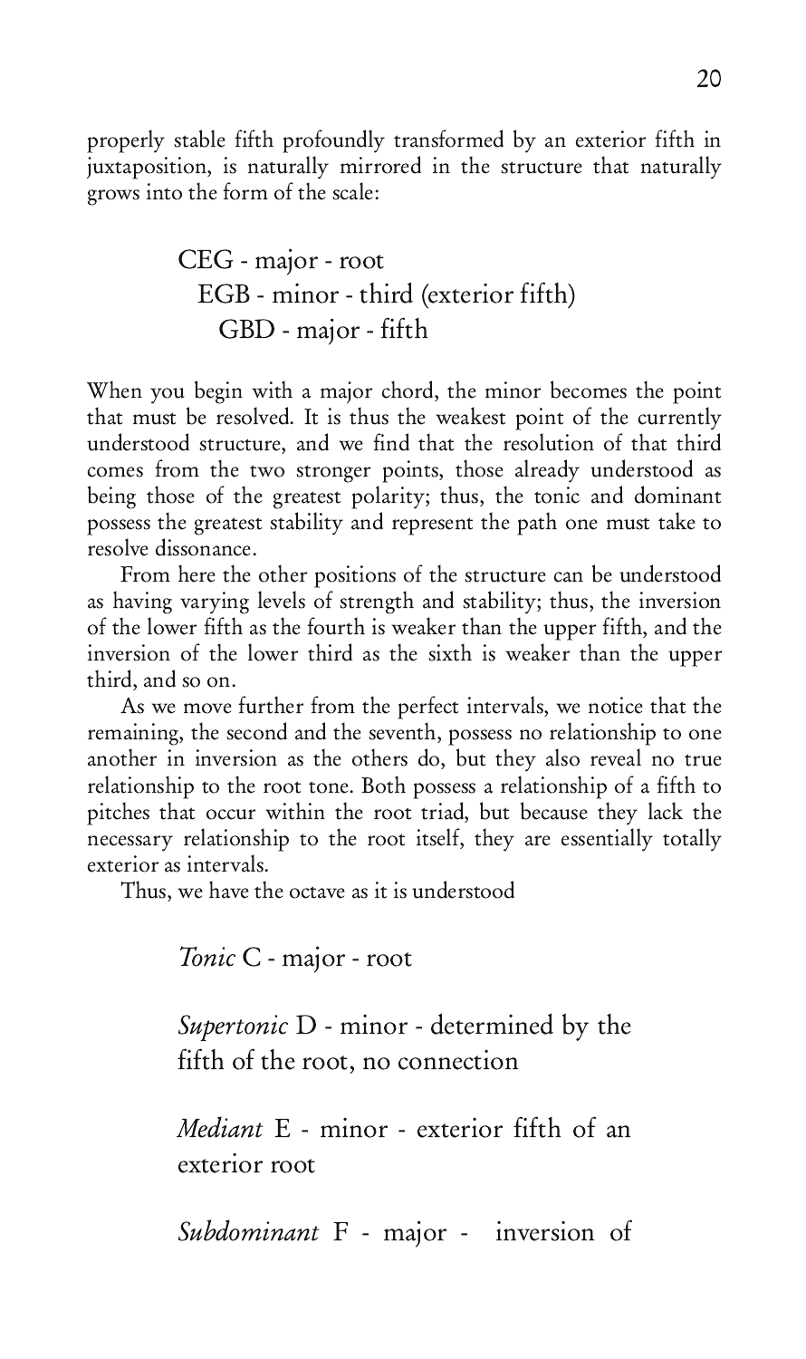properly stable fifth profoundly transformed by an exterior fifth in juxtaposition, is naturally mirrored in the structure that naturally grows into the form of the scale:

> CEG - major - root
> EGB - minor - third (exterior fifth)
> GBD - major - fifth

When you begin with a major chord, the minor becomes the point that must be resolved. It is thus the weakest point of the currently understood structure, and we find that the resolution of that third comes from the two stronger points, those already understood as being those of the greatest polarity; thus, the tonic and dominant possess the greatest stability and represent the path one must take to resolve dissonance.

From here the other positions of the structure can be understood as having varying levels of strength and stability; thus, the inversion of the lower fifth as the fourth is weaker than the upper fifth, and the inversion of the lower third as the sixth is weaker than the upper third, and so on.

As we move further from the perfect intervals, we notice that the remaining, the second and the seventh, possess no relationship to one another in inversion as the others do, but they also reveal no true relationship to the root tone. Both possess a relationship of a fifth to pitches that occur within the root triad, but because they lack the necessary relationship to the root itself, they are essentially totally exterior as intervals.

Thus, we have the octave as it is understood

> *Tonic* C - major - root
>
> *Supertonic* D - minor - determined by the fifth of the root, no connection
>
> *Mediant* E - minor - exterior fifth of an exterior root
>
> *Subdominant* F - major - inversion of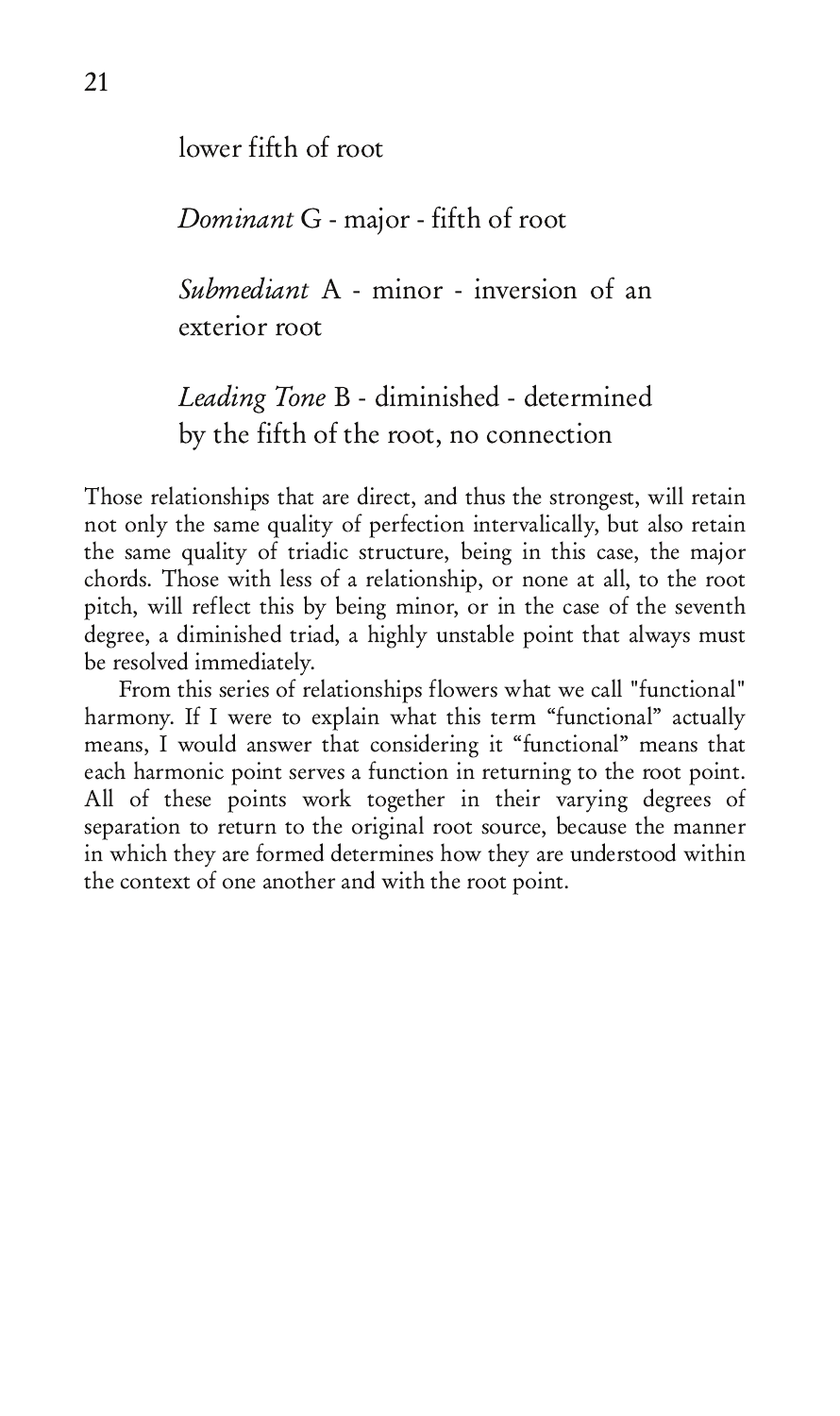lower fifth of root

*Dominant* G - major - fifth of root

*Submediant* A - minor - inversion of an exterior root

*Leading Tone* B - diminished - determined by the fifth of the root, no connection

Those relationships that are direct, and thus the strongest, will retain not only the same quality of perfection intervalically, but also retain the same quality of triadic structure, being in this case, the major chords. Those with less of a relationship, or none at all, to the root pitch, will reflect this by being minor, or in the case of the seventh degree, a diminished triad, a highly unstable point that always must be resolved immediately.

From this series of relationships flowers what we call "functional" harmony. If I were to explain what this term "functional" actually means, I would answer that considering it "functional" means that each harmonic point serves a function in returning to the root point. All of these points work together in their varying degrees of separation to return to the original root source, because the manner in which they are formed determines how they are understood within the context of one another and with the root point.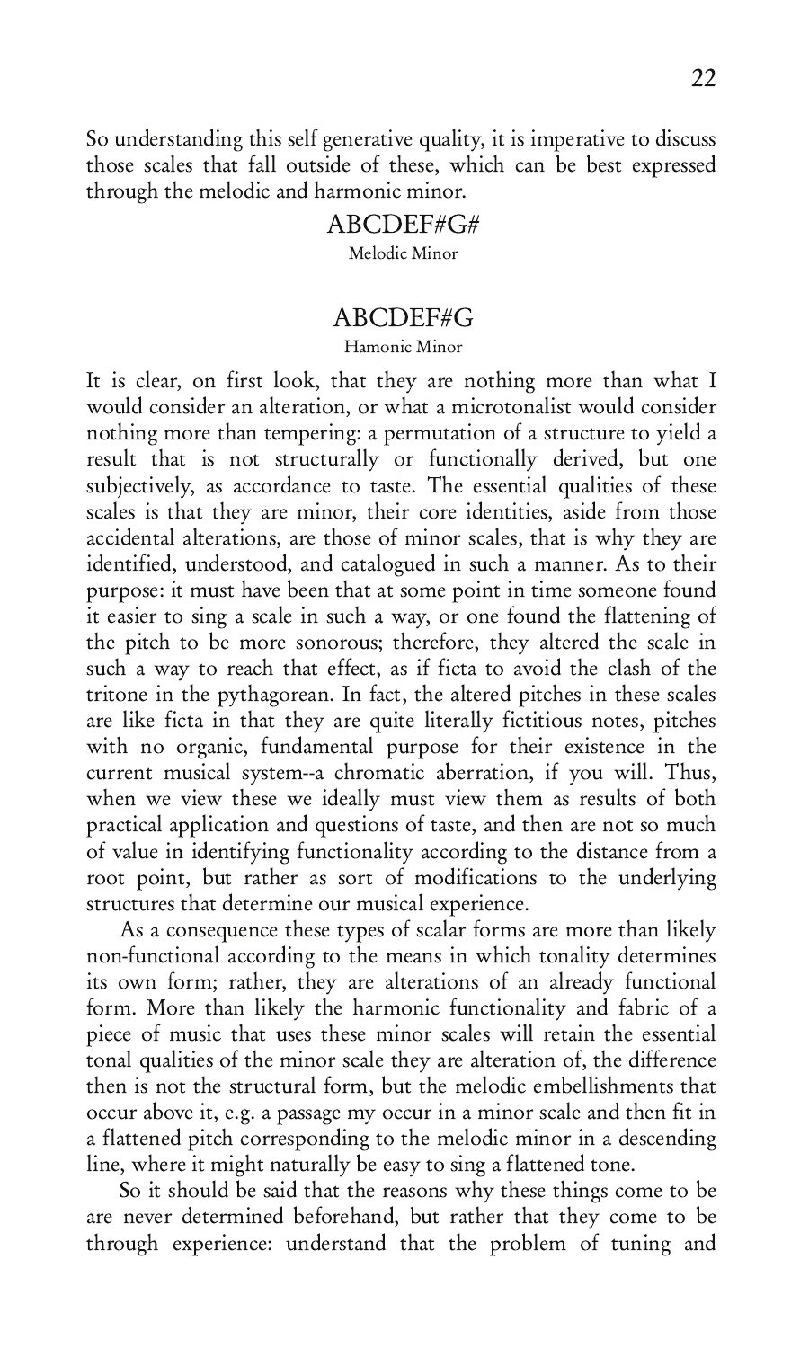So understanding this self generative quality, it is imperative to discuss those scales that fall outside of these, which can be best expressed through the melodic and harmonic minor.

ABCDEF#G#

Melodic Minor

ABCDEF#G

Hamonic Minor

It is clear, on first look, that they are nothing more than what I would consider an alteration, or what a microtonalist would consider nothing more than tempering: a permutation of a structure to yield a result that is not structurally or functionally derived, but one subjectively, as accordance to taste. The essential qualities of these scales is that they are minor, their core identities, aside from those accidental alterations, are those of minor scales, that is why they are identified, understood, and catalogued in such a manner. As to their purpose: it must have been that at some point in time someone found it easier to sing a scale in such a way, or one found the flattening of the pitch to be more sonorous; therefore, they altered the scale in such a way to reach that effect, as if ficta to avoid the clash of the tritone in the pythagorean. In fact, the altered pitches in these scales are like ficta in that they are quite literally fictitious notes, pitches with no organic, fundamental purpose for their existence in the current musical system--a chromatic aberration, if you will. Thus, when we view these we ideally must view them as results of both practical application and questions of taste, and then are not so much of value in identifying functionality according to the distance from a root point, but rather as sort of modifications to the underlying structures that determine our musical experience.

As a consequence these types of scalar forms are more than likely non-functional according to the means in which tonality determines its own form; rather, they are alterations of an already functional form. More than likely the harmonic functionality and fabric of a piece of music that uses these minor scales will retain the essential tonal qualities of the minor scale they are alteration of, the difference then is not the structural form, but the melodic embellishments that occur above it, e.g. a passage my occur in a minor scale and then fit in a flattened pitch corresponding to the melodic minor in a descending line, where it might naturally be easy to sing a flattened tone.

So it should be said that the reasons why these things come to be are never determined beforehand, but rather that they come to be through experience: understand that the problem of tuning and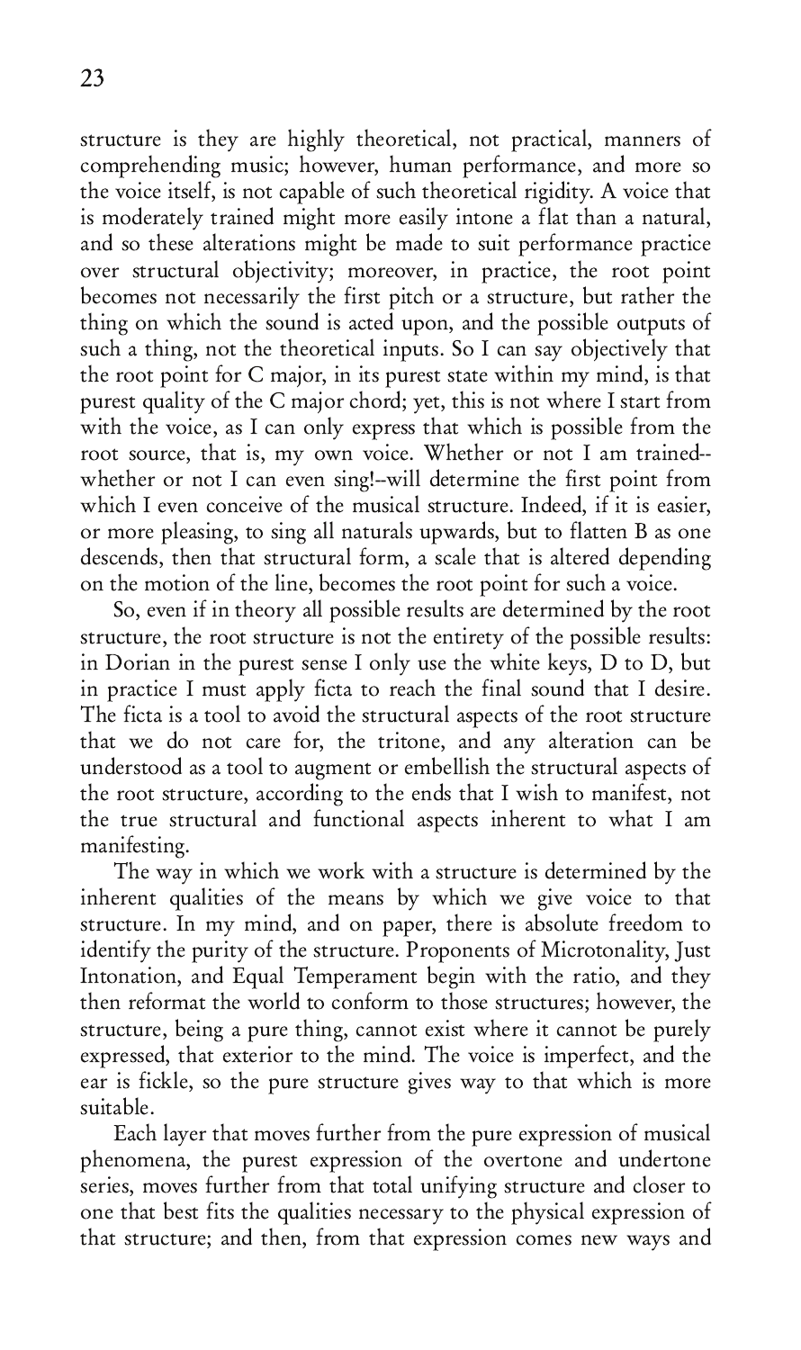structure is they are highly theoretical, not practical, manners of comprehending music; however, human performance, and more so the voice itself, is not capable of such theoretical rigidity. A voice that is moderately trained might more easily intone a flat than a natural, and so these alterations might be made to suit performance practice over structural objectivity; moreover, in practice, the root point becomes not necessarily the first pitch or a structure, but rather the thing on which the sound is acted upon, and the possible outputs of such a thing, not the theoretical inputs. So I can say objectively that the root point for C major, in its purest state within my mind, is that purest quality of the C major chord; yet, this is not where I start from with the voice, as I can only express that which is possible from the root source, that is, my own voice. Whether or not I am trained--whether or not I can even sing!--will determine the first point from which I even conceive of the musical structure. Indeed, if it is easier, or more pleasing, to sing all naturals upwards, but to flatten B as one descends, then that structural form, a scale that is altered depending on the motion of the line, becomes the root point for such a voice.

So, even if in theory all possible results are determined by the root structure, the root structure is not the entirety of the possible results: in Dorian in the purest sense I only use the white keys, D to D, but in practice I must apply ficta to reach the final sound that I desire. The ficta is a tool to avoid the structural aspects of the root structure that we do not care for, the tritone, and any alteration can be understood as a tool to augment or embellish the structural aspects of the root structure, according to the ends that I wish to manifest, not the true structural and functional aspects inherent to what I am manifesting.

The way in which we work with a structure is determined by the inherent qualities of the means by which we give voice to that structure. In my mind, and on paper, there is absolute freedom to identify the purity of the structure. Proponents of Microtonality, Just Intonation, and Equal Temperament begin with the ratio, and they then reformat the world to conform to those structures; however, the structure, being a pure thing, cannot exist where it cannot be purely expressed, that exterior to the mind. The voice is imperfect, and the ear is fickle, so the pure structure gives way to that which is more suitable.

Each layer that moves further from the pure expression of musical phenomena, the purest expression of the overtone and undertone series, moves further from that total unifying structure and closer to one that best fits the qualities necessary to the physical expression of that structure; and then, from that expression comes new ways and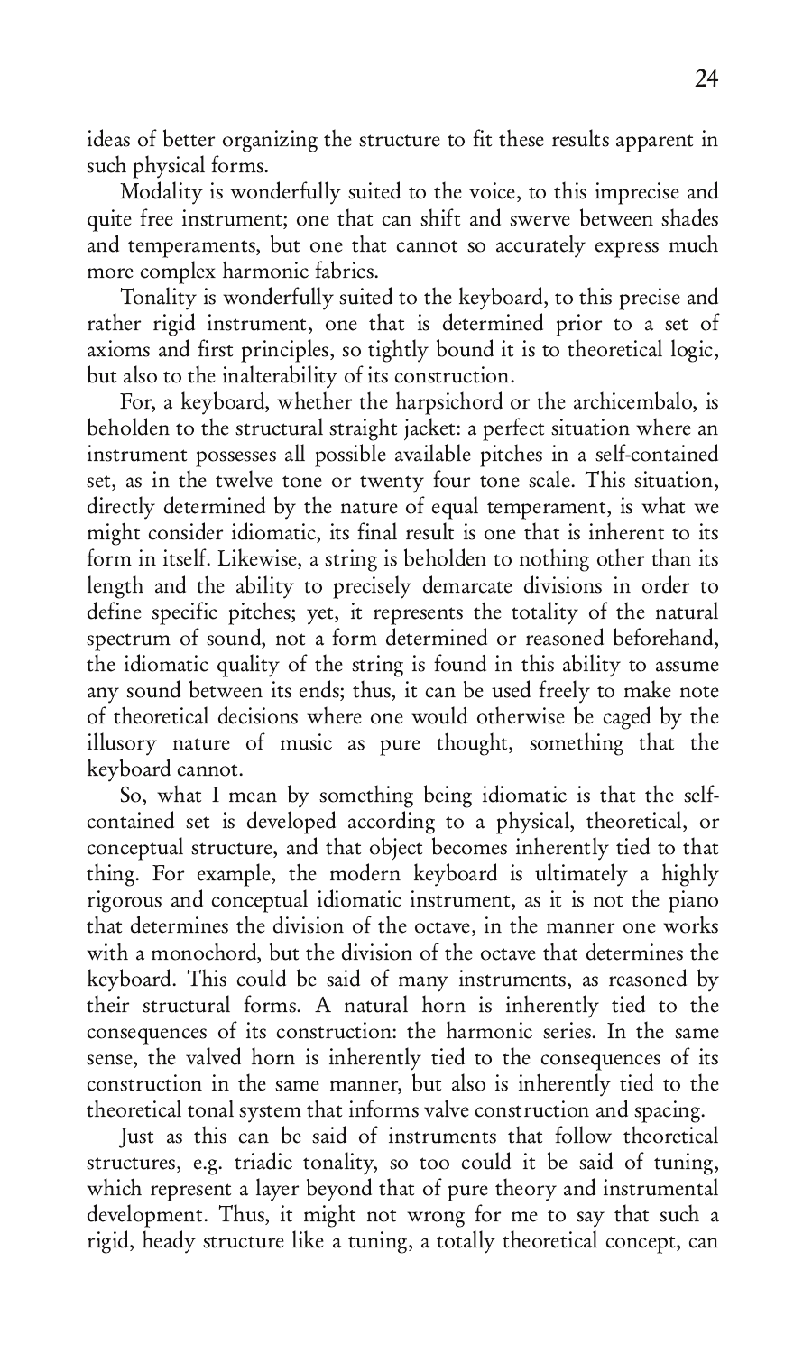ideas of better organizing the structure to fit these results apparent in such physical forms.

Modality is wonderfully suited to the voice, to this imprecise and quite free instrument; one that can shift and swerve between shades and temperaments, but one that cannot so accurately express much more complex harmonic fabrics.

Tonality is wonderfully suited to the keyboard, to this precise and rather rigid instrument, one that is determined prior to a set of axioms and first principles, so tightly bound it is to theoretical logic, but also to the inalterability of its construction.

For, a keyboard, whether the harpsichord or the archicembalo, is beholden to the structural straight jacket: a perfect situation where an instrument possesses all possible available pitches in a self-contained set, as in the twelve tone or twenty four tone scale. This situation, directly determined by the nature of equal temperament, is what we might consider idiomatic, its final result is one that is inherent to its form in itself. Likewise, a string is beholden to nothing other than its length and the ability to precisely demarcate divisions in order to define specific pitches; yet, it represents the totality of the natural spectrum of sound, not a form determined or reasoned beforehand, the idiomatic quality of the string is found in this ability to assume any sound between its ends; thus, it can be used freely to make note of theoretical decisions where one would otherwise be caged by the illusory nature of music as pure thought, something that the keyboard cannot.

So, what I mean by something being idiomatic is that the self-contained set is developed according to a physical, theoretical, or conceptual structure, and that object becomes inherently tied to that thing. For example, the modern keyboard is ultimately a highly rigorous and conceptual idiomatic instrument, as it is not the piano that determines the division of the octave, in the manner one works with a monochord, but the division of the octave that determines the keyboard. This could be said of many instruments, as reasoned by their structural forms. A natural horn is inherently tied to the consequences of its construction: the harmonic series. In the same sense, the valved horn is inherently tied to the consequences of its construction in the same manner, but also is inherently tied to the theoretical tonal system that informs valve construction and spacing.

Just as this can be said of instruments that follow theoretical structures, e.g. triadic tonality, so too could it be said of tuning, which represent a layer beyond that of pure theory and instrumental development. Thus, it might not wrong for me to say that such a rigid, heady structure like a tuning, a totally theoretical concept, can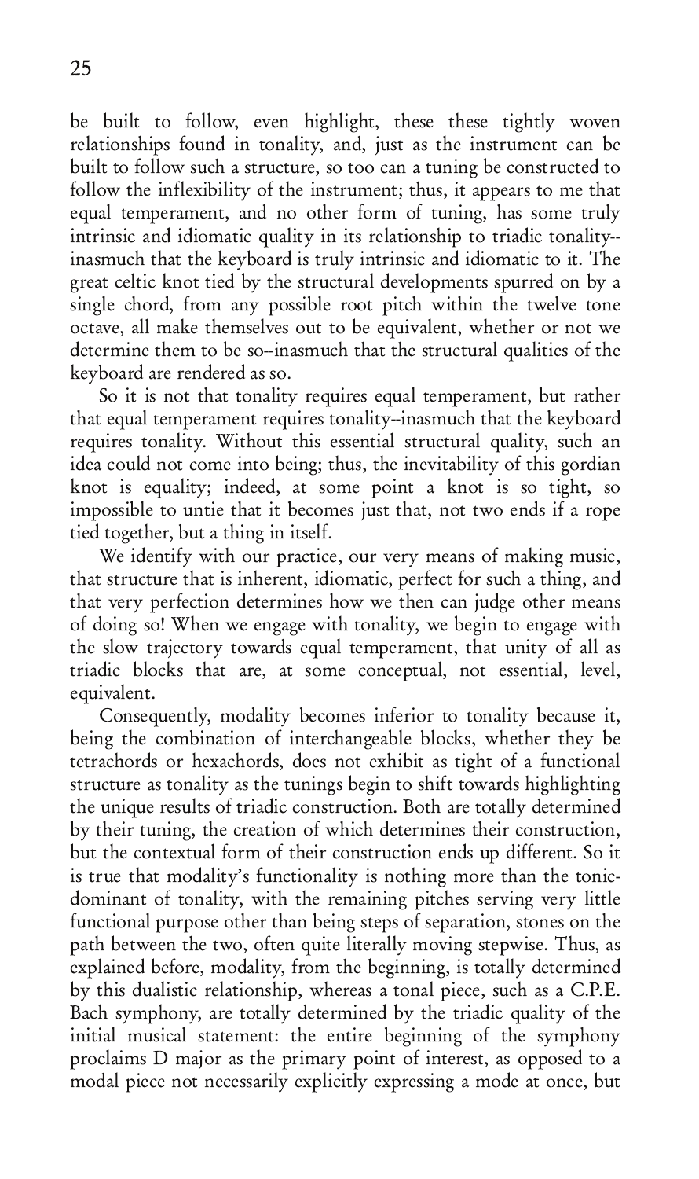be built to follow, even highlight, these these tightly woven relationships found in tonality, and, just as the instrument can be built to follow such a structure, so too can a tuning be constructed to follow the inflexibility of the instrument; thus, it appears to me that equal temperament, and no other form of tuning, has some truly intrinsic and idiomatic quality in its relationship to triadic tonality--inasmuch that the keyboard is truly intrinsic and idiomatic to it. The great celtic knot tied by the structural developments spurred on by a single chord, from any possible root pitch within the twelve tone octave, all make themselves out to be equivalent, whether or not we determine them to be so--inasmuch that the structural qualities of the keyboard are rendered as so.

So it is not that tonality requires equal temperament, but rather that equal temperament requires tonality--inasmuch that the keyboard requires tonality. Without this essential structural quality, such an idea could not come into being; thus, the inevitability of this gordian knot is equality; indeed, at some point a knot is so tight, so impossible to untie that it becomes just that, not two ends if a rope tied together, but a thing in itself.

We identify with our practice, our very means of making music, that structure that is inherent, idiomatic, perfect for such a thing, and that very perfection determines how we then can judge other means of doing so! When we engage with tonality, we begin to engage with the slow trajectory towards equal temperament, that unity of all as triadic blocks that are, at some conceptual, not essential, level, equivalent.

Consequently, modality becomes inferior to tonality because it, being the combination of interchangeable blocks, whether they be tetrachords or hexachords, does not exhibit as tight of a functional structure as tonality as the tunings begin to shift towards highlighting the unique results of triadic construction. Both are totally determined by their tuning, the creation of which determines their construction, but the contextual form of their construction ends up different. So it is true that modality's functionality is nothing more than the tonic-dominant of tonality, with the remaining pitches serving very little functional purpose other than being steps of separation, stones on the path between the two, often quite literally moving stepwise. Thus, as explained before, modality, from the beginning, is totally determined by this dualistic relationship, whereas a tonal piece, such as a C.P.E. Bach symphony, are totally determined by the triadic quality of the initial musical statement: the entire beginning of the symphony proclaims D major as the primary point of interest, as opposed to a modal piece not necessarily explicitly expressing a mode at once, but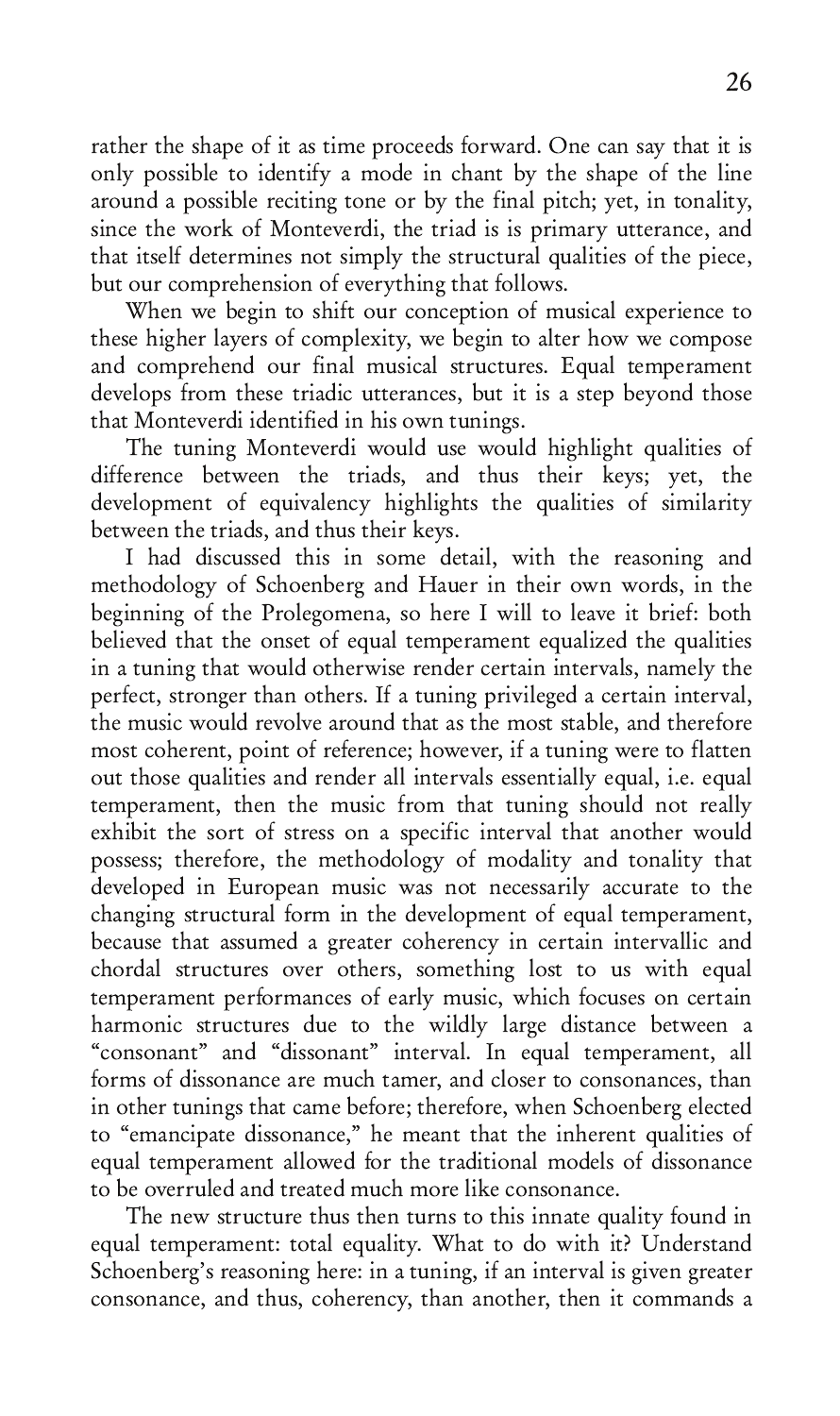rather the shape of it as time proceeds forward. One can say that it is only possible to identify a mode in chant by the shape of the line around a possible reciting tone or by the final pitch; yet, in tonality, since the work of Monteverdi, the triad is is primary utterance, and that itself determines not simply the structural qualities of the piece, but our comprehension of everything that follows.

When we begin to shift our conception of musical experience to these higher layers of complexity, we begin to alter how we compose and comprehend our final musical structures. Equal temperament develops from these triadic utterances, but it is a step beyond those that Monteverdi identified in his own tunings.

The tuning Monteverdi would use would highlight qualities of difference between the triads, and thus their keys; yet, the development of equivalency highlights the qualities of similarity between the triads, and thus their keys.

I had discussed this in some detail, with the reasoning and methodology of Schoenberg and Hauer in their own words, in the beginning of the Prolegomena, so here I will to leave it brief: both believed that the onset of equal temperament equalized the qualities in a tuning that would otherwise render certain intervals, namely the perfect, stronger than others. If a tuning privileged a certain interval, the music would revolve around that as the most stable, and therefore most coherent, point of reference; however, if a tuning were to flatten out those qualities and render all intervals essentially equal, i.e. equal temperament, then the music from that tuning should not really exhibit the sort of stress on a specific interval that another would possess; therefore, the methodology of modality and tonality that developed in European music was not necessarily accurate to the changing structural form in the development of equal temperament, because that assumed a greater coherency in certain intervallic and chordal structures over others, something lost to us with equal temperament performances of early music, which focuses on certain harmonic structures due to the wildly large distance between a "consonant" and "dissonant" interval. In equal temperament, all forms of dissonance are much tamer, and closer to consonances, than in other tunings that came before; therefore, when Schoenberg elected to "emancipate dissonance," he meant that the inherent qualities of equal temperament allowed for the traditional models of dissonance to be overruled and treated much more like consonance.

The new structure thus then turns to this innate quality found in equal temperament: total equality. What to do with it? Understand Schoenberg's reasoning here: in a tuning, if an interval is given greater consonance, and thus, coherency, than another, then it commands a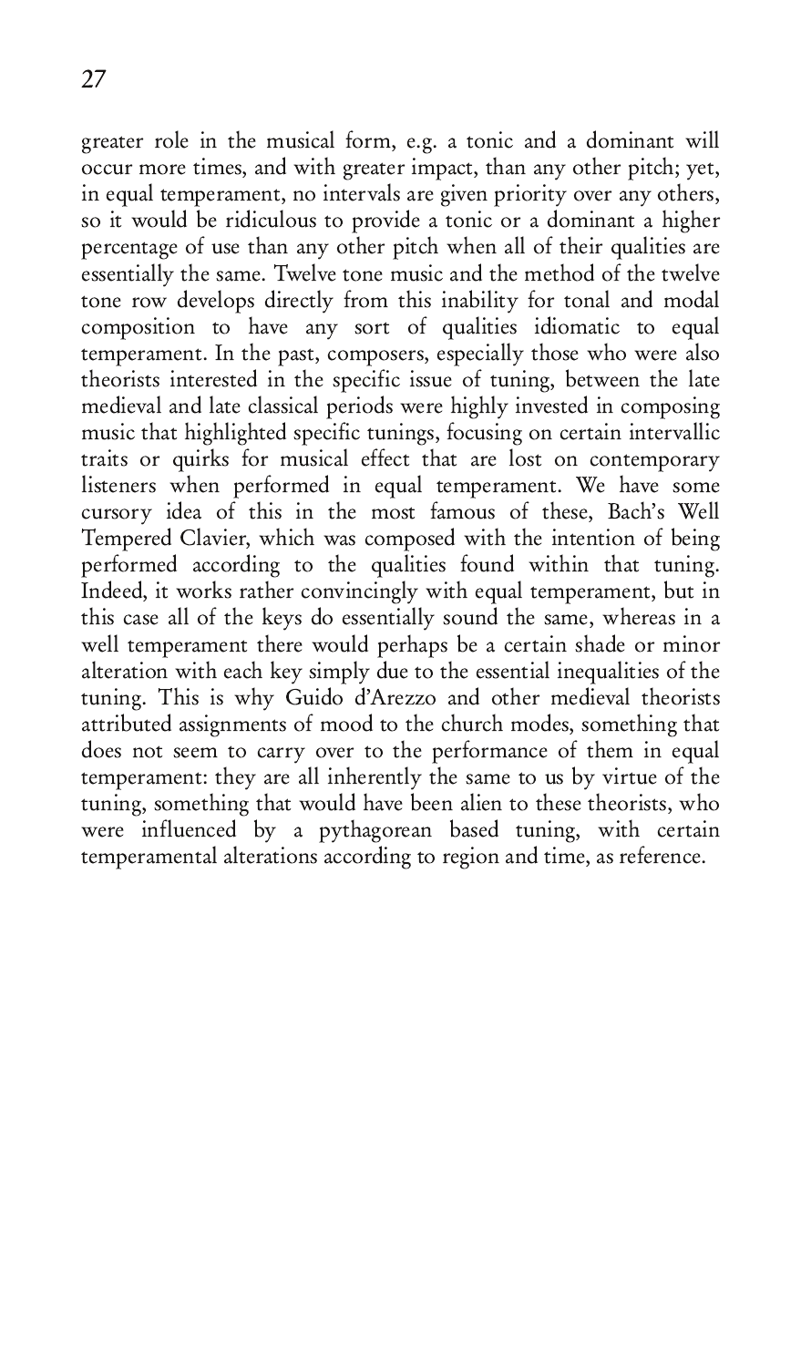greater role in the musical form, e.g. a tonic and a dominant will occur more times, and with greater impact, than any other pitch; yet, in equal temperament, no intervals are given priority over any others, so it would be ridiculous to provide a tonic or a dominant a higher percentage of use than any other pitch when all of their qualities are essentially the same. Twelve tone music and the method of the twelve tone row develops directly from this inability for tonal and modal composition to have any sort of qualities idiomatic to equal temperament. In the past, composers, especially those who were also theorists interested in the specific issue of tuning, between the late medieval and late classical periods were highly invested in composing music that highlighted specific tunings, focusing on certain intervallic traits or quirks for musical effect that are lost on contemporary listeners when performed in equal temperament. We have some cursory idea of this in the most famous of these, Bach's Well Tempered Clavier, which was composed with the intention of being performed according to the qualities found within that tuning. Indeed, it works rather convincingly with equal temperament, but in this case all of the keys do essentially sound the same, whereas in a well temperament there would perhaps be a certain shade or minor alteration with each key simply due to the essential inequalities of the tuning. This is why Guido d'Arezzo and other medieval theorists attributed assignments of mood to the church modes, something that does not seem to carry over to the performance of them in equal temperament: they are all inherently the same to us by virtue of the tuning, something that would have been alien to these theorists, who were influenced by a pythagorean based tuning, with certain temperamental alterations according to region and time, as reference.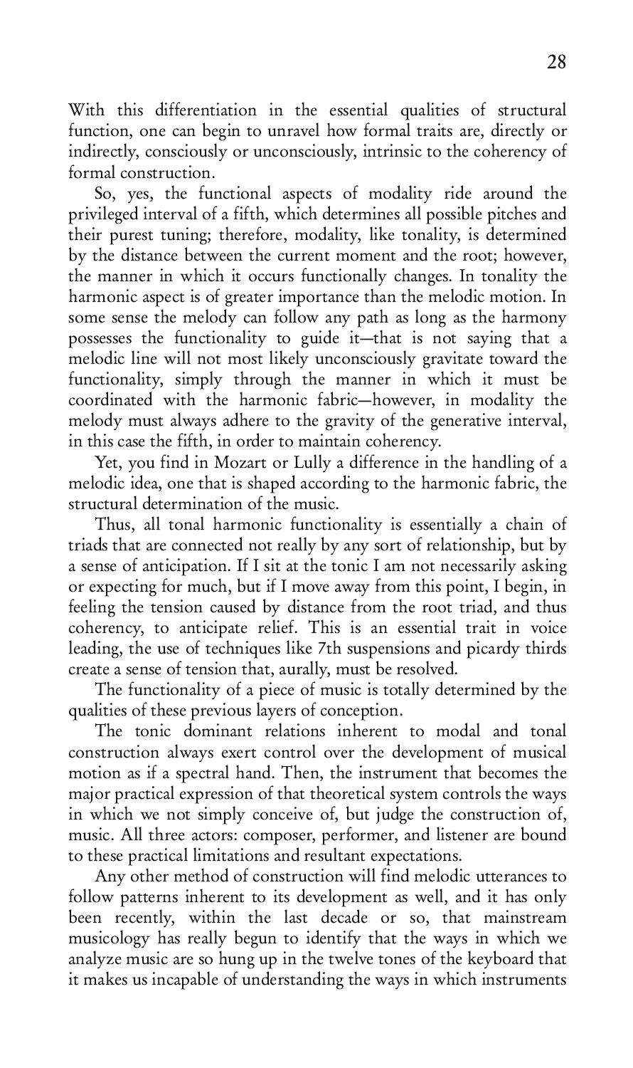With this differentiation in the essential qualities of structural function, one can begin to unravel how formal traits are, directly or indirectly, consciously or unconsciously, intrinsic to the coherency of formal construction.

So, yes, the functional aspects of modality ride around the privileged interval of a fifth, which determines all possible pitches and their purest tuning; therefore, modality, like tonality, is determined by the distance between the current moment and the root; however, the manner in which it occurs functionally changes. In tonality the harmonic aspect is of greater importance than the melodic motion. In some sense the melody can follow any path as long as the harmony possesses the functionality to guide it—that is not saying that a melodic line will not most likely unconsciously gravitate toward the functionality, simply through the manner in which it must be coordinated with the harmonic fabric—however, in modality the melody must always adhere to the gravity of the generative interval, in this case the fifth, in order to maintain coherency.

Yet, you find in Mozart or Lully a difference in the handling of a melodic idea, one that is shaped according to the harmonic fabric, the structural determination of the music.

Thus, all tonal harmonic functionality is essentially a chain of triads that are connected not really by any sort of relationship, but by a sense of anticipation. If I sit at the tonic I am not necessarily asking or expecting for much, but if I move away from this point, I begin, in feeling the tension caused by distance from the root triad, and thus coherency, to anticipate relief. This is an essential trait in voice leading, the use of techniques like 7th suspensions and picardy thirds create a sense of tension that, aurally, must be resolved.

The functionality of a piece of music is totally determined by the qualities of these previous layers of conception.

The tonic dominant relations inherent to modal and tonal construction always exert control over the development of musical motion as if a spectral hand. Then, the instrument that becomes the major practical expression of that theoretical system controls the ways in which we not simply conceive of, but judge the construction of, music. All three actors: composer, performer, and listener are bound to these practical limitations and resultant expectations.

Any other method of construction will find melodic utterances to follow patterns inherent to its development as well, and it has only been recently, within the last decade or so, that mainstream musicology has really begun to identify that the ways in which we analyze music are so hung up in the twelve tones of the keyboard that it makes us incapable of understanding the ways in which instruments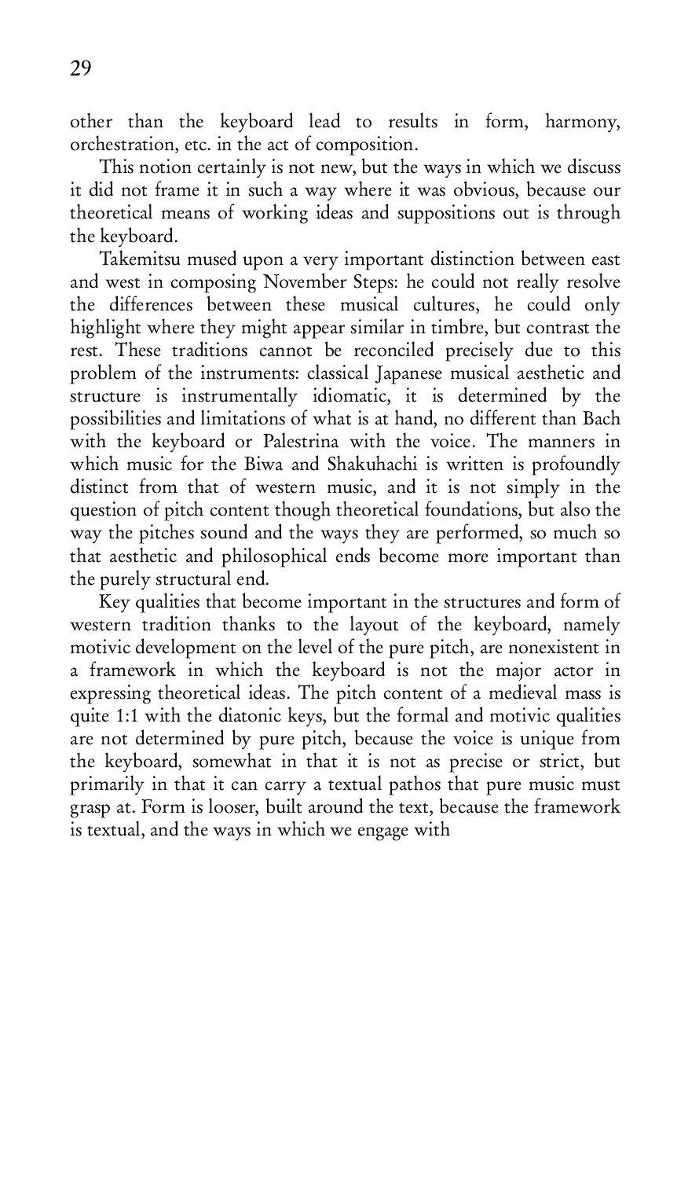other than the keyboard lead to results in form, harmony, orchestration, etc. in the act of composition.

This notion certainly is not new, but the ways in which we discuss it did not frame it in such a way where it was obvious, because our theoretical means of working ideas and suppositions out is through the keyboard.

Takemitsu mused upon a very important distinction between east and west in composing November Steps: he could not really resolve the differences between these musical cultures, he could only highlight where they might appear similar in timbre, but contrast the rest. These traditions cannot be reconciled precisely due to this problem of the instruments: classical Japanese musical aesthetic and structure is instrumentally idiomatic, it is determined by the possibilities and limitations of what is at hand, no different than Bach with the keyboard or Palestrina with the voice. The manners in which music for the Biwa and Shakuhachi is written is profoundly distinct from that of western music, and it is not simply in the question of pitch content though theoretical foundations, but also the way the pitches sound and the ways they are performed, so much so that aesthetic and philosophical ends become more important than the purely structural end.

Key qualities that become important in the structures and form of western tradition thanks to the layout of the keyboard, namely motivic development on the level of the pure pitch, are nonexistent in a framework in which the keyboard is not the major actor in expressing theoretical ideas. The pitch content of a medieval mass is quite 1:1 with the diatonic keys, but the formal and motivic qualities are not determined by pure pitch, because the voice is unique from the keyboard, somewhat in that it is not as precise or strict, but primarily in that it can carry a textual pathos that pure music must grasp at. Form is looser, built around the text, because the framework is textual, and the ways in which we engage with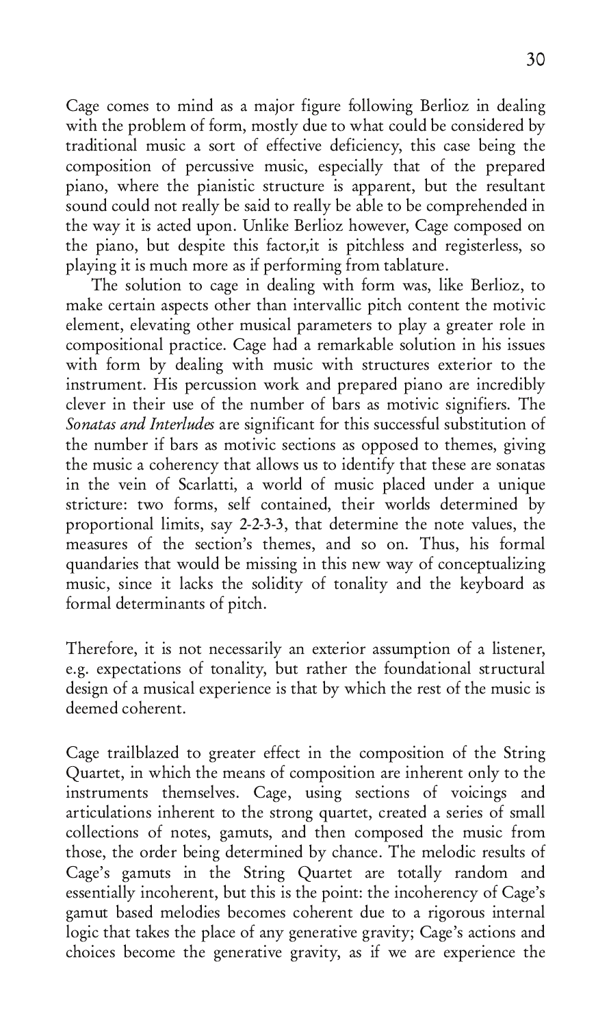Cage comes to mind as a major figure following Berlioz in dealing with the problem of form, mostly due to what could be considered by traditional music a sort of effective deficiency, this case being the composition of percussive music, especially that of the prepared piano, where the pianistic structure is apparent, but the resultant sound could not really be said to really be able to be comprehended in the way it is acted upon. Unlike Berlioz however, Cage composed on the piano, but despite this factor,it is pitchless and registerless, so playing it is much more as if performing from tablature.

The solution to cage in dealing with form was, like Berlioz, to make certain aspects other than intervallic pitch content the motivic element, elevating other musical parameters to play a greater role in compositional practice. Cage had a remarkable solution in his issues with form by dealing with music with structures exterior to the instrument. His percussion work and prepared piano are incredibly clever in their use of the number of bars as motivic signifiers. The *Sonatas and Interludes* are significant for this successful substitution of the number if bars as motivic sections as opposed to themes, giving the music a coherency that allows us to identify that these are sonatas in the vein of Scarlatti, a world of music placed under a unique stricture: two forms, self contained, their worlds determined by proportional limits, say 2-2-3-3, that determine the note values, the measures of the section's themes, and so on. Thus, his formal quandaries that would be missing in this new way of conceptualizing music, since it lacks the solidity of tonality and the keyboard as formal determinants of pitch.

Therefore, it is not necessarily an exterior assumption of a listener, e.g. expectations of tonality, but rather the foundational structural design of a musical experience is that by which the rest of the music is deemed coherent.

Cage trailblazed to greater effect in the composition of the String Quartet, in which the means of composition are inherent only to the instruments themselves. Cage, using sections of voicings and articulations inherent to the strong quartet, created a series of small collections of notes, gamuts, and then composed the music from those, the order being determined by chance. The melodic results of Cage's gamuts in the String Quartet are totally random and essentially incoherent, but this is the point: the incoherency of Cage's gamut based melodies becomes coherent due to a rigorous internal logic that takes the place of any generative gravity; Cage's actions and choices become the generative gravity, as if we are experience the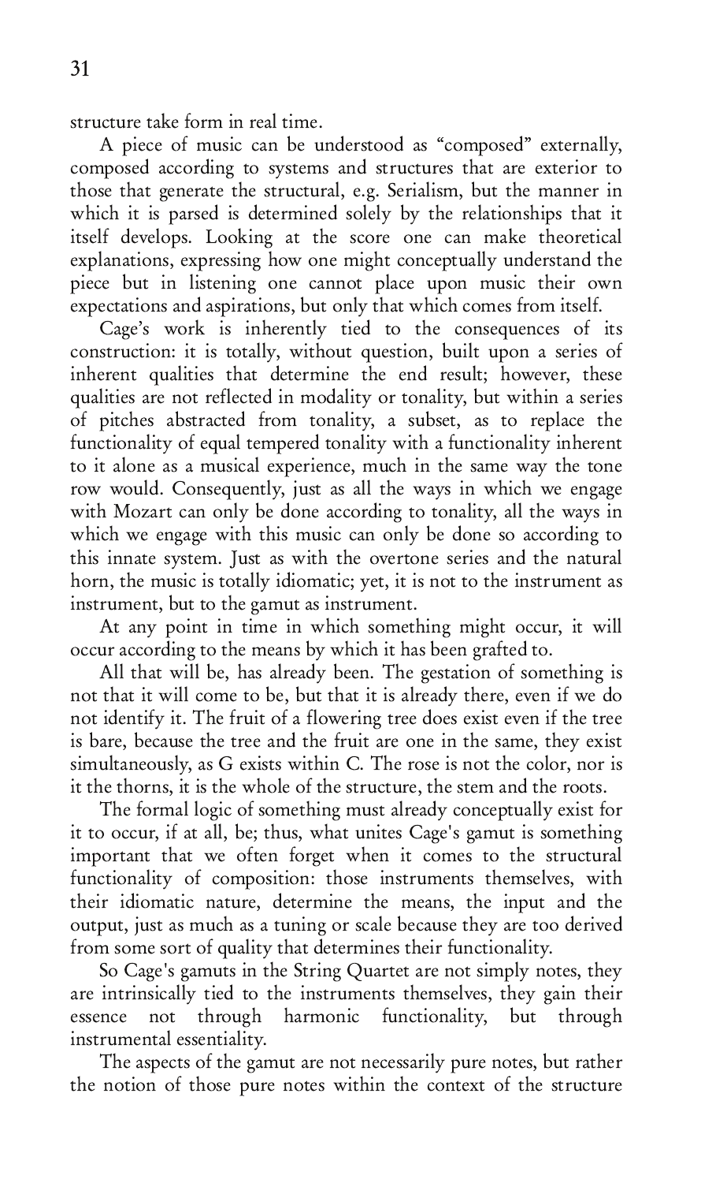structure take form in real time.

A piece of music can be understood as "composed" externally, composed according to systems and structures that are exterior to those that generate the structural, e.g. Serialism, but the manner in which it is parsed is determined solely by the relationships that it itself develops. Looking at the score one can make theoretical explanations, expressing how one might conceptually understand the piece but in listening one cannot place upon music their own expectations and aspirations, but only that which comes from itself.

Cage's work is inherently tied to the consequences of its construction: it is totally, without question, built upon a series of inherent qualities that determine the end result; however, these qualities are not reflected in modality or tonality, but within a series of pitches abstracted from tonality, a subset, as to replace the functionality of equal tempered tonality with a functionality inherent to it alone as a musical experience, much in the same way the tone row would. Consequently, just as all the ways in which we engage with Mozart can only be done according to tonality, all the ways in which we engage with this music can only be done so according to this innate system. Just as with the overtone series and the natural horn, the music is totally idiomatic; yet, it is not to the instrument as instrument, but to the gamut as instrument.

At any point in time in which something might occur, it will occur according to the means by which it has been grafted to.

All that will be, has already been. The gestation of something is not that it will come to be, but that it is already there, even if we do not identify it. The fruit of a flowering tree does exist even if the tree is bare, because the tree and the fruit are one in the same, they exist simultaneously, as G exists within C. The rose is not the color, nor is it the thorns, it is the whole of the structure, the stem and the roots.

The formal logic of something must already conceptually exist for it to occur, if at all, be; thus, what unites Cage's gamut is something important that we often forget when it comes to the structural functionality of composition: those instruments themselves, with their idiomatic nature, determine the means, the input and the output, just as much as a tuning or scale because they are too derived from some sort of quality that determines their functionality.

So Cage's gamuts in the String Quartet are not simply notes, they are intrinsically tied to the instruments themselves, they gain their essence not through harmonic functionality, but through instrumental essentiality.

The aspects of the gamut are not necessarily pure notes, but rather the notion of those pure notes within the context of the structure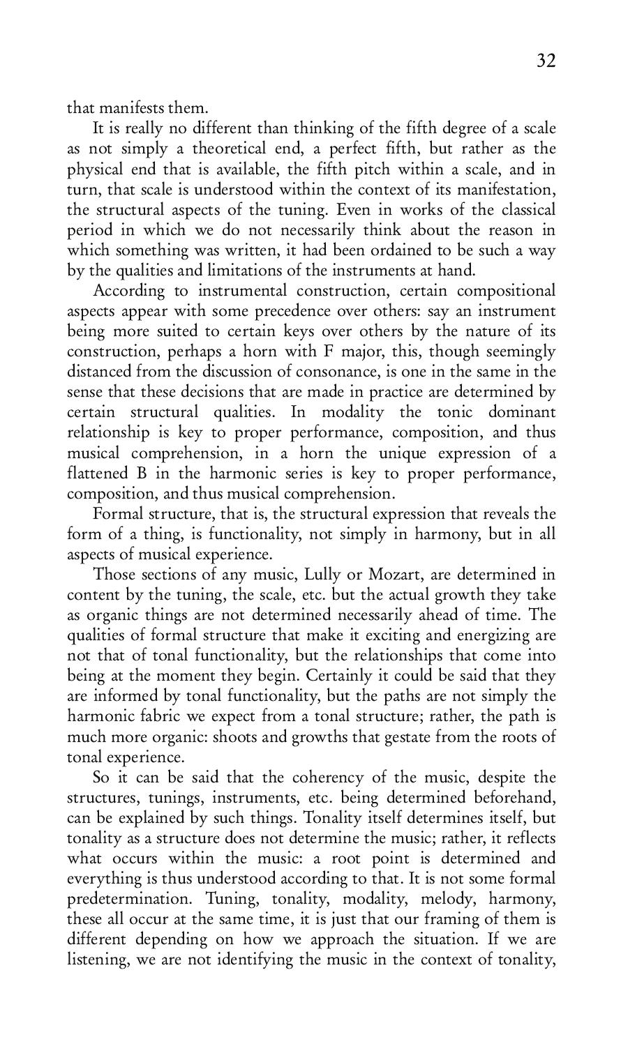that manifests them.

It is really no different than thinking of the fifth degree of a scale as not simply a theoretical end, a perfect fifth, but rather as the physical end that is available, the fifth pitch within a scale, and in turn, that scale is understood within the context of its manifestation, the structural aspects of the tuning. Even in works of the classical period in which we do not necessarily think about the reason in which something was written, it had been ordained to be such a way by the qualities and limitations of the instruments at hand.

According to instrumental construction, certain compositional aspects appear with some precedence over others: say an instrument being more suited to certain keys over others by the nature of its construction, perhaps a horn with F major, this, though seemingly distanced from the discussion of consonance, is one in the same in the sense that these decisions that are made in practice are determined by certain structural qualities. In modality the tonic dominant relationship is key to proper performance, composition, and thus musical comprehension, in a horn the unique expression of a flattened B in the harmonic series is key to proper performance, composition, and thus musical comprehension.

Formal structure, that is, the structural expression that reveals the form of a thing, is functionality, not simply in harmony, but in all aspects of musical experience.

Those sections of any music, Lully or Mozart, are determined in content by the tuning, the scale, etc. but the actual growth they take as organic things are not determined necessarily ahead of time. The qualities of formal structure that make it exciting and energizing are not that of tonal functionality, but the relationships that come into being at the moment they begin. Certainly it could be said that they are informed by tonal functionality, but the paths are not simply the harmonic fabric we expect from a tonal structure; rather, the path is much more organic: shoots and growths that gestate from the roots of tonal experience.

So it can be said that the coherency of the music, despite the structures, tunings, instruments, etc. being determined beforehand, can be explained by such things. Tonality itself determines itself, but tonality as a structure does not determine the music; rather, it reflects what occurs within the music: a root point is determined and everything is thus understood according to that. It is not some formal predetermination. Tuning, tonality, modality, melody, harmony, these all occur at the same time, it is just that our framing of them is different depending on how we approach the situation. If we are listening, we are not identifying the music in the context of tonality,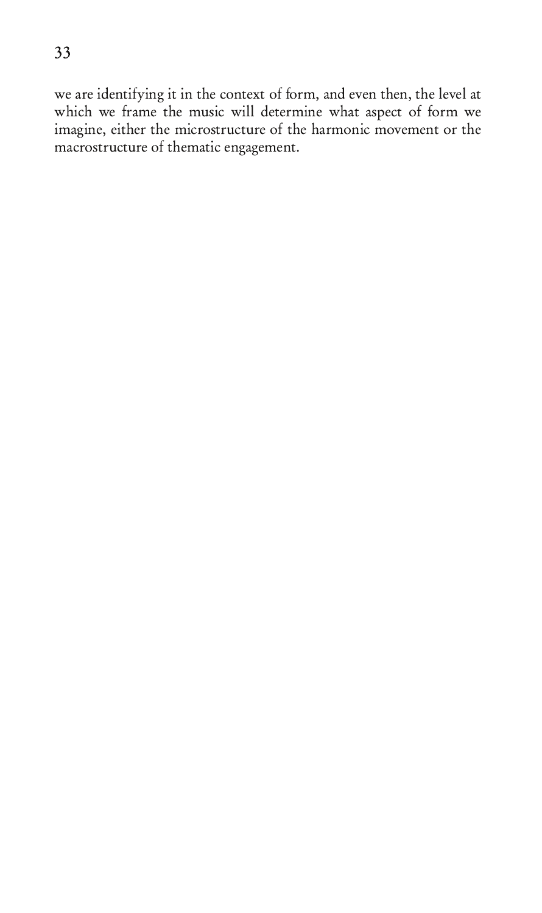we are identifying it in the context of form, and even then, the level at which we frame the music will determine what aspect of form we imagine, either the microstructure of the harmonic movement or the macrostructure of thematic engagement.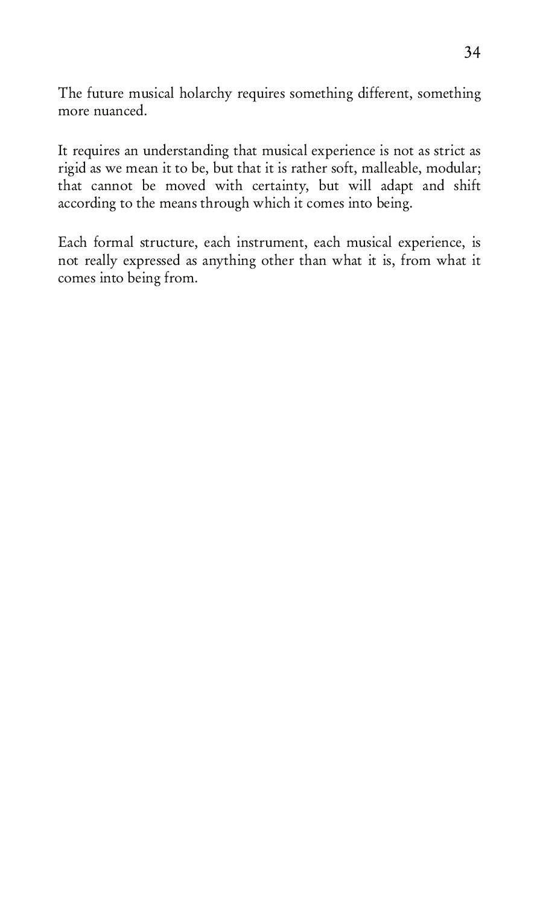The future musical holarchy requires something different, something more nuanced.

It requires an understanding that musical experience is not as strict as rigid as we mean it to be, but that it is rather soft, malleable, modular; that cannot be moved with certainty, but will adapt and shift according to the means through which it comes into being.

Each formal structure, each instrument, each musical experience, is not really expressed as anything other than what it is, from what it comes into being from.